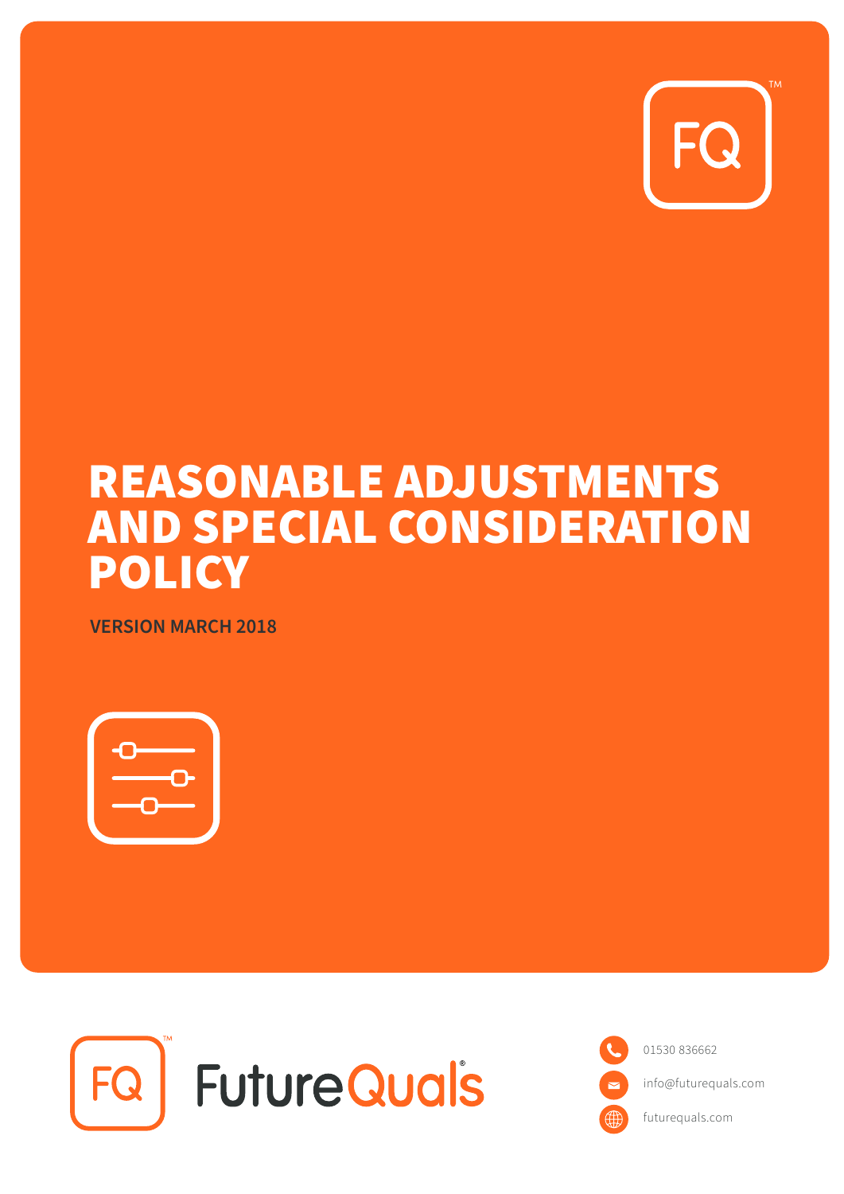# REASONABLE ADJUSTMENTS AND SPECIAL CONSIDERATION POLICY

**VERSION MARCH 2018**

FutureQuals

01530 836662

info@futurequals.com

futurequals.com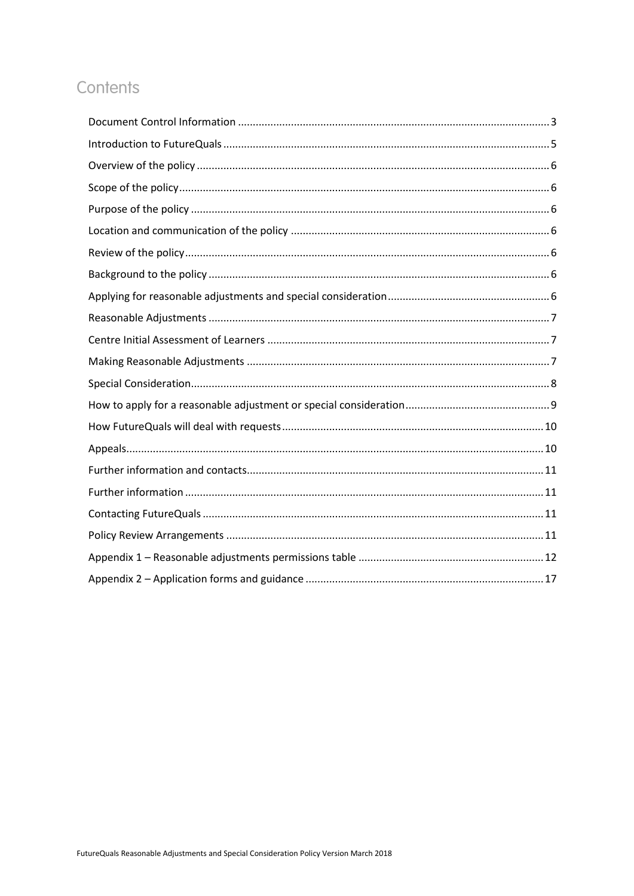# Contents

Document Control Information ......... 3
Introduction to FutureQuals ......... 5
Overview of the policy ......... 6
Scope of the policy ......... 6
Purpose of the policy ......... 6
Location and communication of the policy ......... 6
Review of the policy ......... 6
Background to the policy ......... 6
Applying for reasonable adjustments and special consideration ......... 6
Reasonable Adjustments ......... 7
Centre Initial Assessment of Learners ......... 7
Making Reasonable Adjustments ......... 7
Special Consideration ......... 8
How to apply for a reasonable adjustment or special consideration ......... 9
How FutureQuals will deal with requests ......... 10
Appeals ......... 10
Further information and contacts ......... 11
Further information ......... 11
Contacting FutureQuals ......... 11
Policy Review Arrangements ......... 11
Appendix 1 – Reasonable adjustments permissions table ......... 12
Appendix 2 – Application forms and guidance ......... 17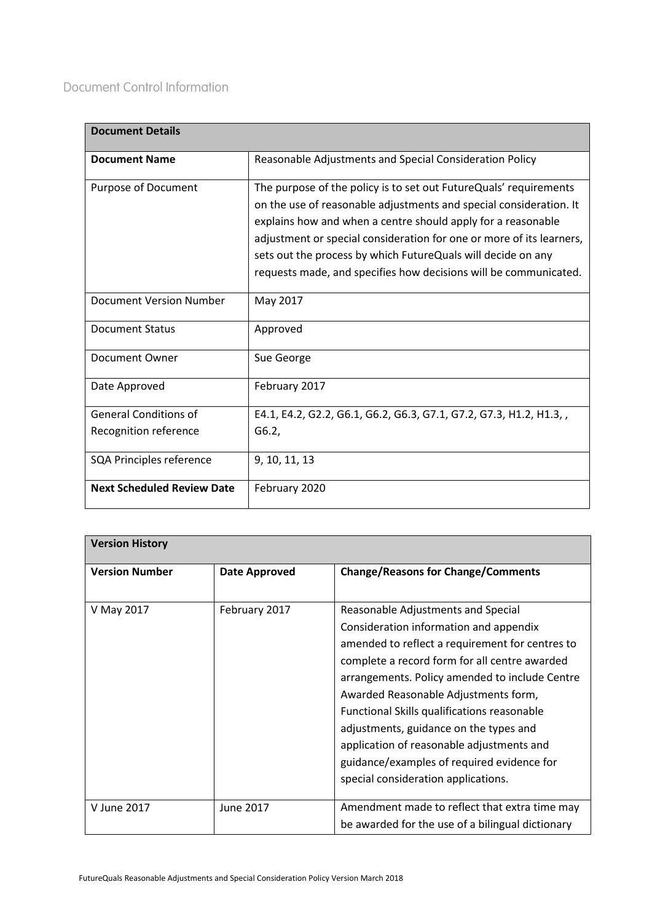## Document Control Information

| **Document Details** | |
|---|---|
| **Document Name** | Reasonable Adjustments and Special Consideration Policy |
| Purpose of Document | The purpose of the policy is to set out FutureQuals' requirements on the use of reasonable adjustments and special consideration. It explains how and when a centre should apply for a reasonable adjustment or special consideration for one or more of its learners, sets out the process by which FutureQuals will decide on any requests made, and specifies how decisions will be communicated. |
| Document Version Number | May 2017 |
| Document Status | Approved |
| Document Owner | Sue George |
| Date Approved | February 2017 |
| General Conditions of Recognition reference | E4.1, E4.2, G2.2, G6.1, G6.2, G6.3, G7.1, G7.2, G7.3, H1.2, H1.3, , G6.2, |
| SQA Principles reference | 9, 10, 11, 13 |
| **Next Scheduled Review Date** | February 2020 |

| **Version History** | | |
|---|---|---|
| **Version Number** | **Date Approved** | **Change/Reasons for Change/Comments** |
| V May 2017 | February 2017 | Reasonable Adjustments and Special Consideration information and appendix amended to reflect a requirement for centres to complete a record form for all centre awarded arrangements. Policy amended to include Centre Awarded Reasonable Adjustments form, Functional Skills qualifications reasonable adjustments, guidance on the types and application of reasonable adjustments and guidance/examples of required evidence for special consideration applications. |
| V June 2017 | June 2017 | Amendment made to reflect that extra time may be awarded for the use of a bilingual dictionary |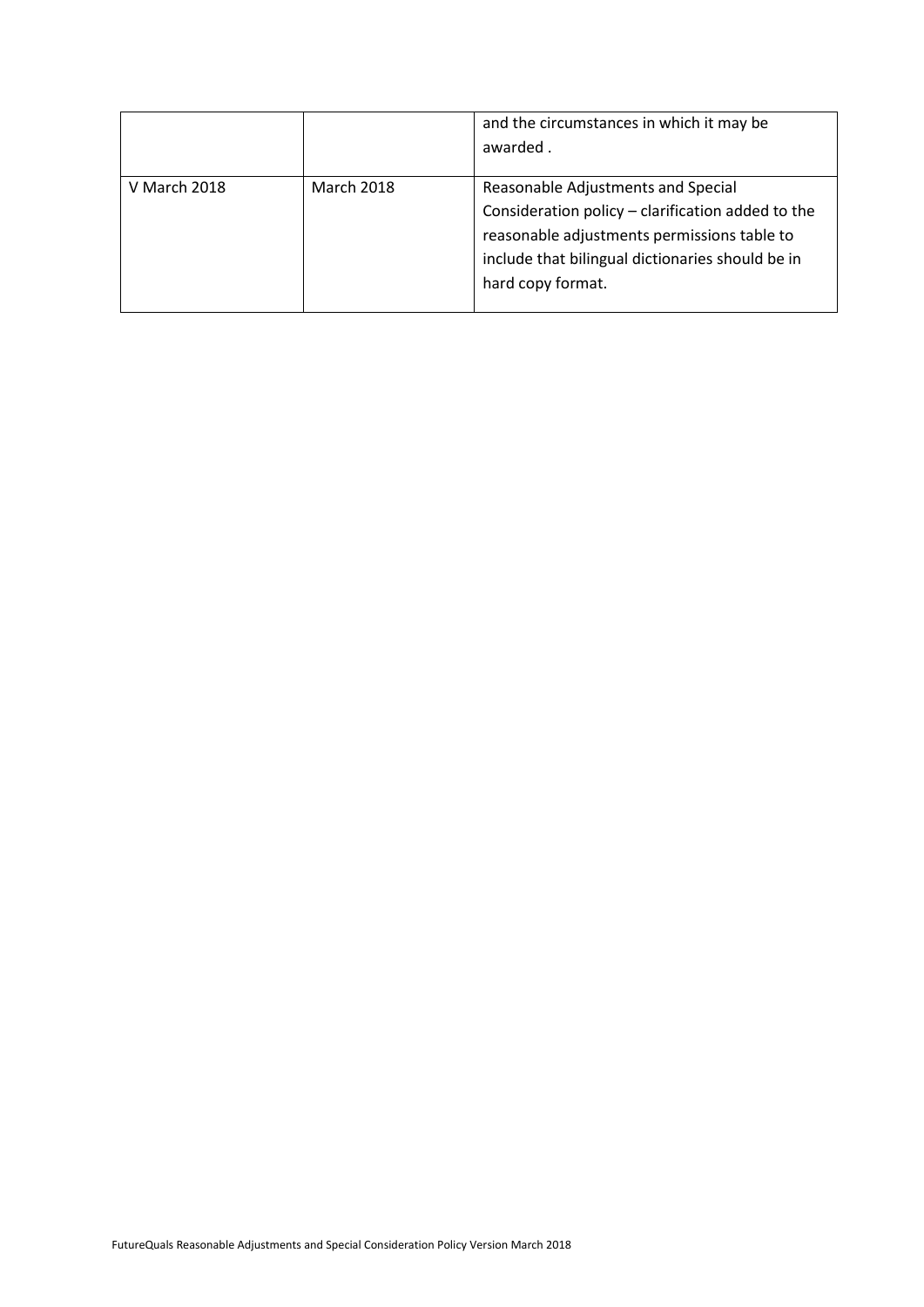|  |  |  |
| --- | --- | --- |
|  |  | and the circumstances in which it may be awarded . |
| V March 2018 | March 2018 | Reasonable Adjustments and Special Consideration policy – clarification added to the reasonable adjustments permissions table to include that bilingual dictionaries should be in hard copy format. |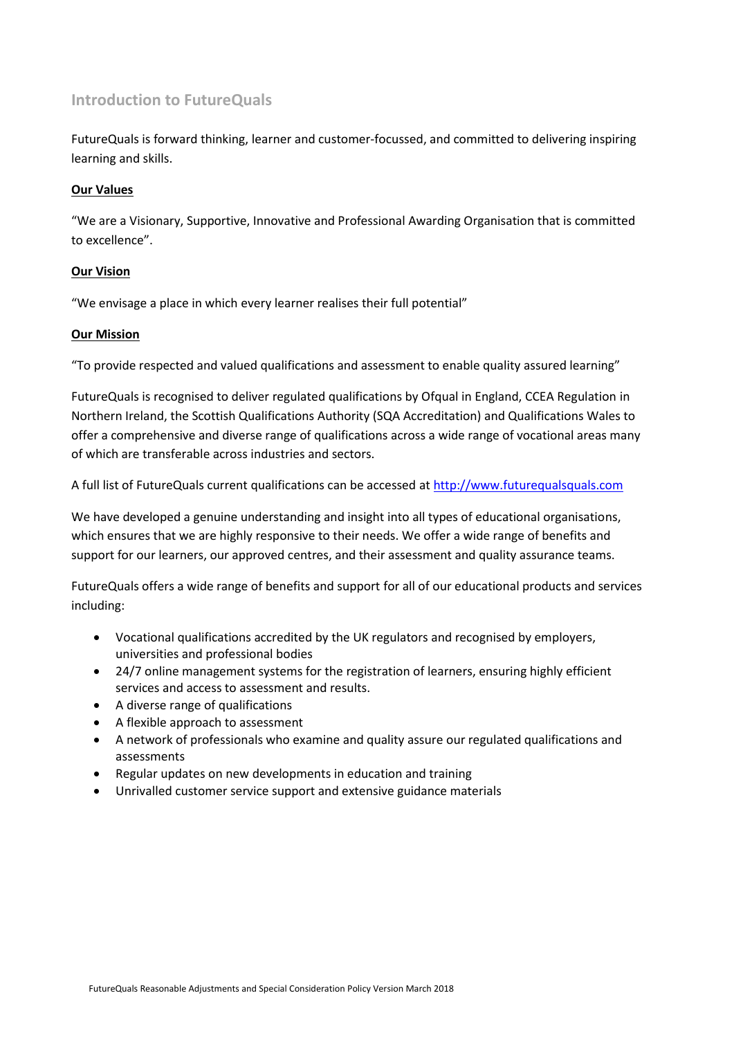## Introduction to FutureQuals

FutureQuals is forward thinking, learner and customer-focussed, and committed to delivering inspiring learning and skills.

**Our Values**

“We are a Visionary, Supportive, Innovative and Professional Awarding Organisation that is committed to excellence”.

**Our Vision**

“We envisage a place in which every learner realises their full potential”

**Our Mission**

“To provide respected and valued qualifications and assessment to enable quality assured learning”

FutureQuals is recognised to deliver regulated qualifications by Ofqual in England, CCEA Regulation in Northern Ireland, the Scottish Qualifications Authority (SQA Accreditation) and Qualifications Wales to offer a comprehensive and diverse range of qualifications across a wide range of vocational areas many of which are transferable across industries and sectors.

A full list of FutureQuals current qualifications can be accessed at [http://www.futurequalsquals.com](http://www.futurequalsquals.com)

We have developed a genuine understanding and insight into all types of educational organisations, which ensures that we are highly responsive to their needs. We offer a wide range of benefits and support for our learners, our approved centres, and their assessment and quality assurance teams.

FutureQuals offers a wide range of benefits and support for all of our educational products and services including:

- Vocational qualifications accredited by the UK regulators and recognised by employers, universities and professional bodies
- 24/7 online management systems for the registration of learners, ensuring highly efficient services and access to assessment and results.
- A diverse range of qualifications
- A flexible approach to assessment
- A network of professionals who examine and quality assure our regulated qualifications and assessments
- Regular updates on new developments in education and training
- Unrivalled customer service support and extensive guidance materials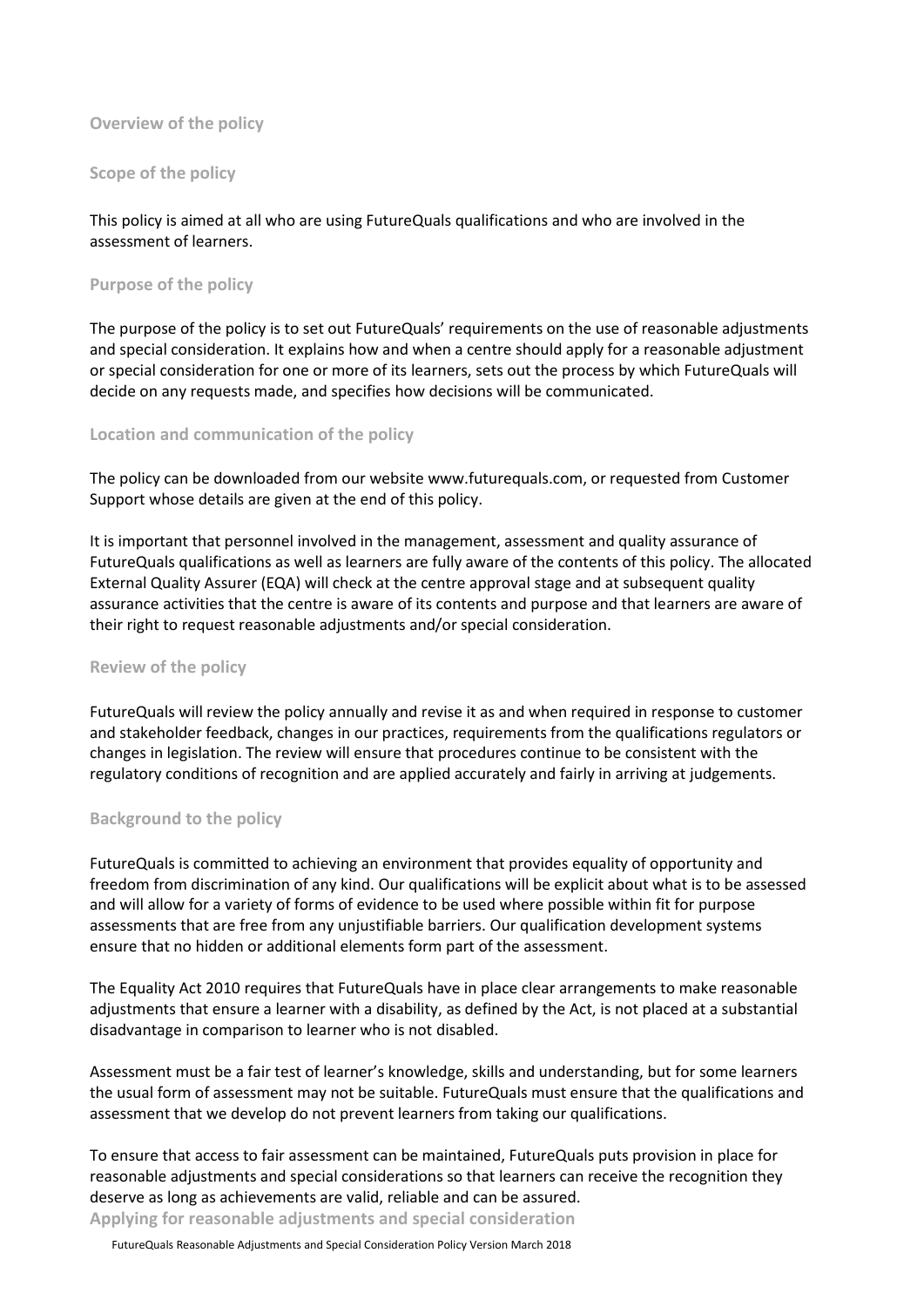## Overview of the policy

### Scope of the policy

This policy is aimed at all who are using FutureQuals qualifications and who are involved in the assessment of learners.

### Purpose of the policy

The purpose of the policy is to set out FutureQuals' requirements on the use of reasonable adjustments and special consideration. It explains how and when a centre should apply for a reasonable adjustment or special consideration for one or more of its learners, sets out the process by which FutureQuals will decide on any requests made, and specifies how decisions will be communicated.

### Location and communication of the policy

The policy can be downloaded from our website www.futurequals.com, or requested from Customer Support whose details are given at the end of this policy.

It is important that personnel involved in the management, assessment and quality assurance of FutureQuals qualifications as well as learners are fully aware of the contents of this policy. The allocated External Quality Assurer (EQA) will check at the centre approval stage and at subsequent quality assurance activities that the centre is aware of its contents and purpose and that learners are aware of their right to request reasonable adjustments and/or special consideration.

### Review of the policy

FutureQuals will review the policy annually and revise it as and when required in response to customer and stakeholder feedback, changes in our practices, requirements from the qualifications regulators or changes in legislation. The review will ensure that procedures continue to be consistent with the regulatory conditions of recognition and are applied accurately and fairly in arriving at judgements.

### Background to the policy

FutureQuals is committed to achieving an environment that provides equality of opportunity and freedom from discrimination of any kind. Our qualifications will be explicit about what is to be assessed and will allow for a variety of forms of evidence to be used where possible within fit for purpose assessments that are free from any unjustifiable barriers. Our qualification development systems ensure that no hidden or additional elements form part of the assessment.

The Equality Act 2010 requires that FutureQuals have in place clear arrangements to make reasonable adjustments that ensure a learner with a disability, as defined by the Act, is not placed at a substantial disadvantage in comparison to learner who is not disabled.

Assessment must be a fair test of learner's knowledge, skills and understanding, but for some learners the usual form of assessment may not be suitable. FutureQuals must ensure that the qualifications and assessment that we develop do not prevent learners from taking our qualifications.

To ensure that access to fair assessment can be maintained, FutureQuals puts provision in place for reasonable adjustments and special considerations so that learners can receive the recognition they deserve as long as achievements are valid, reliable and can be assured.

## Applying for reasonable adjustments and special consideration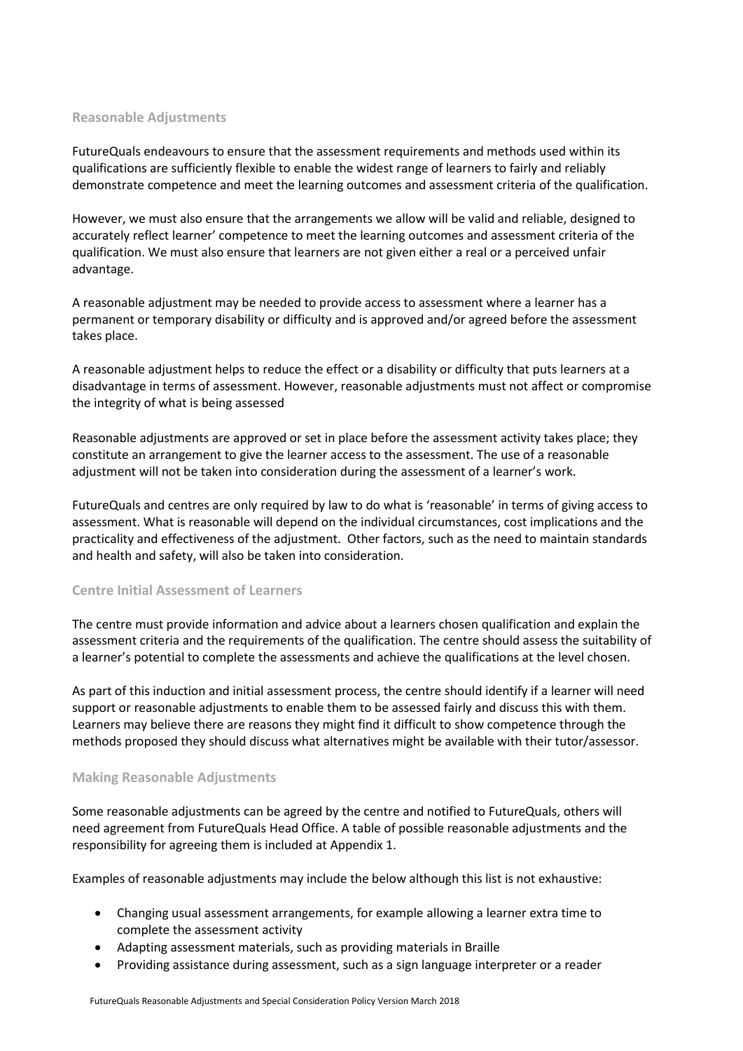## Reasonable Adjustments

FutureQuals endeavours to ensure that the assessment requirements and methods used within its qualifications are sufficiently flexible to enable the widest range of learners to fairly and reliably demonstrate competence and meet the learning outcomes and assessment criteria of the qualification.

However, we must also ensure that the arrangements we allow will be valid and reliable, designed to accurately reflect learner' competence to meet the learning outcomes and assessment criteria of the qualification. We must also ensure that learners are not given either a real or a perceived unfair advantage.

A reasonable adjustment may be needed to provide access to assessment where a learner has a permanent or temporary disability or difficulty and is approved and/or agreed before the assessment takes place.

A reasonable adjustment helps to reduce the effect or a disability or difficulty that puts learners at a disadvantage in terms of assessment. However, reasonable adjustments must not affect or compromise the integrity of what is being assessed

Reasonable adjustments are approved or set in place before the assessment activity takes place; they constitute an arrangement to give the learner access to the assessment. The use of a reasonable adjustment will not be taken into consideration during the assessment of a learner's work.

FutureQuals and centres are only required by law to do what is 'reasonable' in terms of giving access to assessment. What is reasonable will depend on the individual circumstances, cost implications and the practicality and effectiveness of the adjustment. Other factors, such as the need to maintain standards and health and safety, will also be taken into consideration.

## Centre Initial Assessment of Learners

The centre must provide information and advice about a learners chosen qualification and explain the assessment criteria and the requirements of the qualification. The centre should assess the suitability of a learner's potential to complete the assessments and achieve the qualifications at the level chosen.

As part of this induction and initial assessment process, the centre should identify if a learner will need support or reasonable adjustments to enable them to be assessed fairly and discuss this with them. Learners may believe there are reasons they might find it difficult to show competence through the methods proposed they should discuss what alternatives might be available with their tutor/assessor.

## Making Reasonable Adjustments

Some reasonable adjustments can be agreed by the centre and notified to FutureQuals, others will need agreement from FutureQuals Head Office. A table of possible reasonable adjustments and the responsibility for agreeing them is included at Appendix 1.

Examples of reasonable adjustments may include the below although this list is not exhaustive:

- Changing usual assessment arrangements, for example allowing a learner extra time to complete the assessment activity
- Adapting assessment materials, such as providing materials in Braille
- Providing assistance during assessment, such as a sign language interpreter or a reader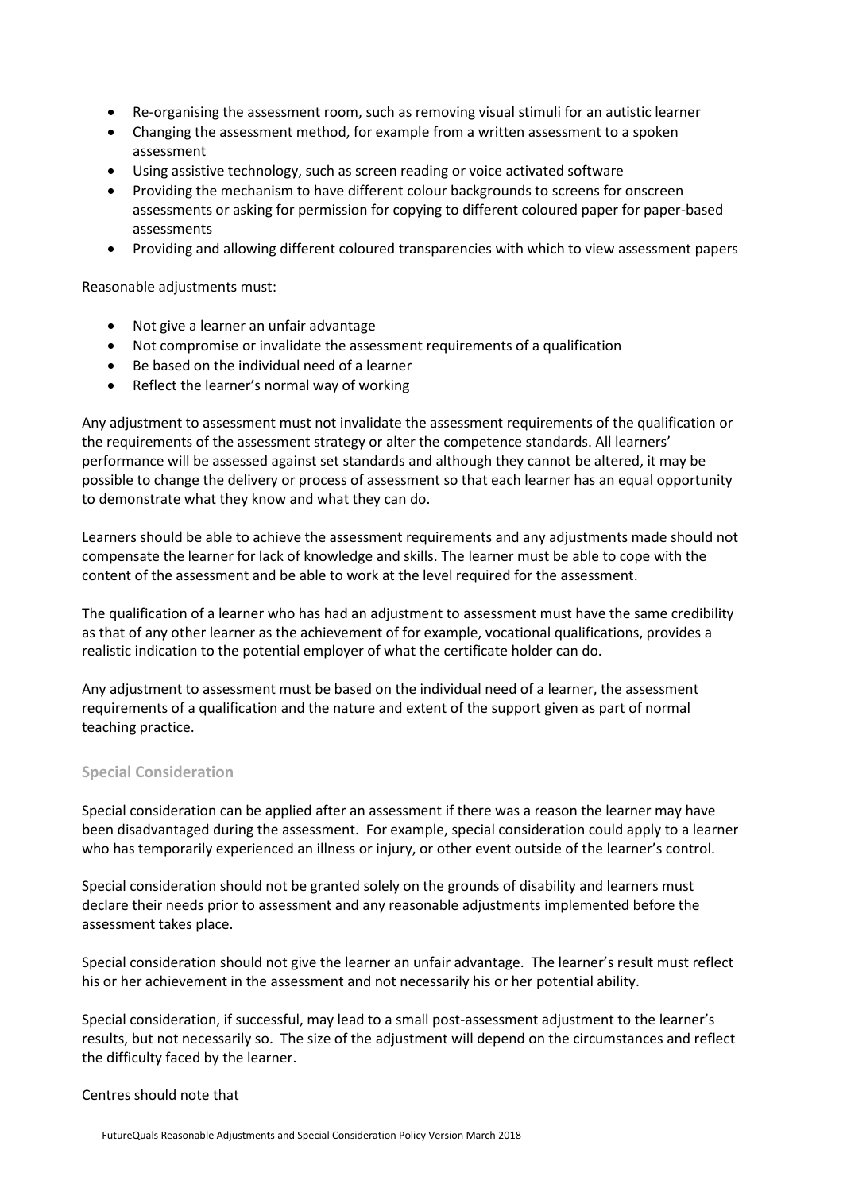- Re-organising the assessment room, such as removing visual stimuli for an autistic learner
- Changing the assessment method, for example from a written assessment to a spoken assessment
- Using assistive technology, such as screen reading or voice activated software
- Providing the mechanism to have different colour backgrounds to screens for onscreen assessments or asking for permission for copying to different coloured paper for paper-based assessments
- Providing and allowing different coloured transparencies with which to view assessment papers

Reasonable adjustments must:

- Not give a learner an unfair advantage
- Not compromise or invalidate the assessment requirements of a qualification
- Be based on the individual need of a learner
- Reflect the learner's normal way of working

Any adjustment to assessment must not invalidate the assessment requirements of the qualification or the requirements of the assessment strategy or alter the competence standards. All learners' performance will be assessed against set standards and although they cannot be altered, it may be possible to change the delivery or process of assessment so that each learner has an equal opportunity to demonstrate what they know and what they can do.

Learners should be able to achieve the assessment requirements and any adjustments made should not compensate the learner for lack of knowledge and skills. The learner must be able to cope with the content of the assessment and be able to work at the level required for the assessment.

The qualification of a learner who has had an adjustment to assessment must have the same credibility as that of any other learner as the achievement of for example, vocational qualifications, provides a realistic indication to the potential employer of what the certificate holder can do.

Any adjustment to assessment must be based on the individual need of a learner, the assessment requirements of a qualification and the nature and extent of the support given as part of normal teaching practice.

### Special Consideration

Special consideration can be applied after an assessment if there was a reason the learner may have been disadvantaged during the assessment. For example, special consideration could apply to a learner who has temporarily experienced an illness or injury, or other event outside of the learner's control.

Special consideration should not be granted solely on the grounds of disability and learners must declare their needs prior to assessment and any reasonable adjustments implemented before the assessment takes place.

Special consideration should not give the learner an unfair advantage. The learner's result must reflect his or her achievement in the assessment and not necessarily his or her potential ability.

Special consideration, if successful, may lead to a small post-assessment adjustment to the learner's results, but not necessarily so. The size of the adjustment will depend on the circumstances and reflect the difficulty faced by the learner.

Centres should note that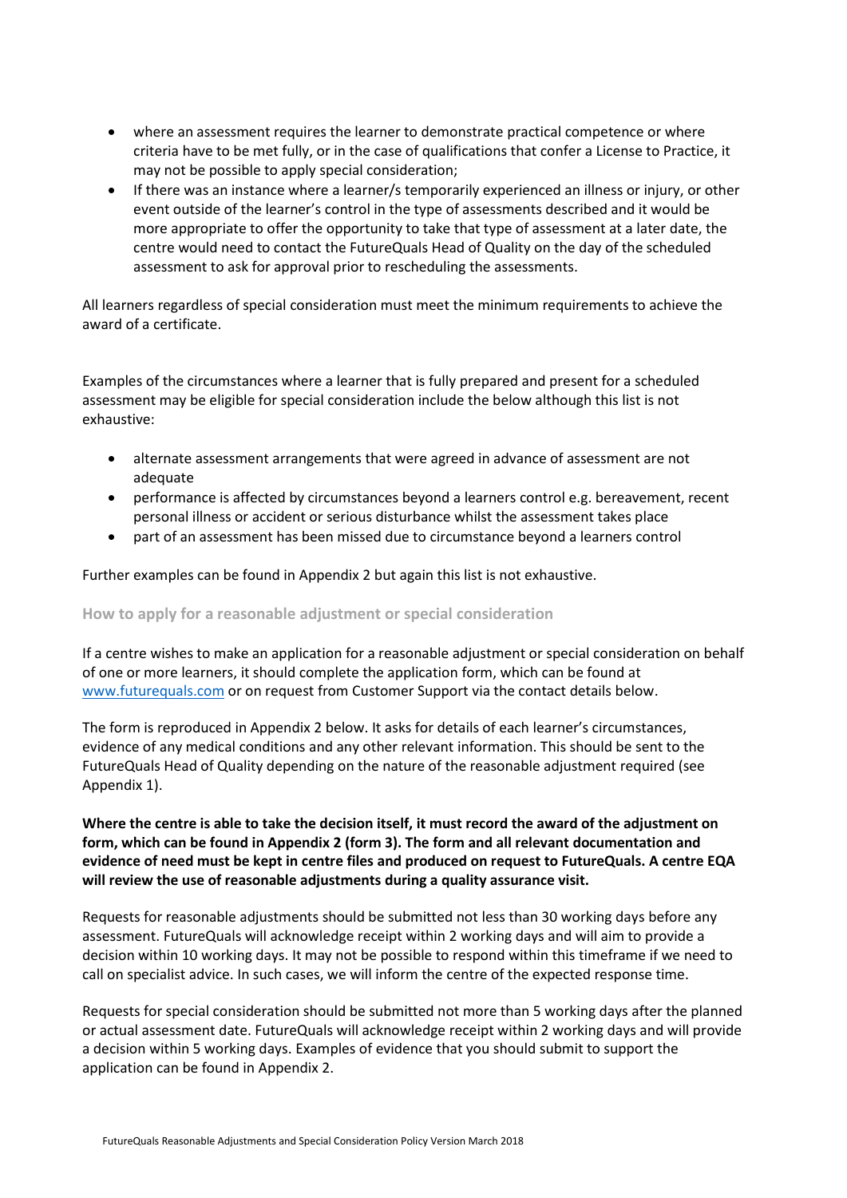- where an assessment requires the learner to demonstrate practical competence or where criteria have to be met fully, or in the case of qualifications that confer a License to Practice, it may not be possible to apply special consideration;
- If there was an instance where a learner/s temporarily experienced an illness or injury, or other event outside of the learner's control in the type of assessments described and it would be more appropriate to offer the opportunity to take that type of assessment at a later date, the centre would need to contact the FutureQuals Head of Quality on the day of the scheduled assessment to ask for approval prior to rescheduling the assessments.

All learners regardless of special consideration must meet the minimum requirements to achieve the award of a certificate.

Examples of the circumstances where a learner that is fully prepared and present for a scheduled assessment may be eligible for special consideration include the below although this list is not exhaustive:

- alternate assessment arrangements that were agreed in advance of assessment are not adequate
- performance is affected by circumstances beyond a learners control e.g. bereavement, recent personal illness or accident or serious disturbance whilst the assessment takes place
- part of an assessment has been missed due to circumstance beyond a learners control

Further examples can be found in Appendix 2 but again this list is not exhaustive.

### How to apply for a reasonable adjustment or special consideration

If a centre wishes to make an application for a reasonable adjustment or special consideration on behalf of one or more learners, it should complete the application form, which can be found at www.futurequals.com or on request from Customer Support via the contact details below.

The form is reproduced in Appendix 2 below. It asks for details of each learner's circumstances, evidence of any medical conditions and any other relevant information. This should be sent to the FutureQuals Head of Quality depending on the nature of the reasonable adjustment required (see Appendix 1).

**Where the centre is able to take the decision itself, it must record the award of the adjustment on form, which can be found in Appendix 2 (form 3). The form and all relevant documentation and evidence of need must be kept in centre files and produced on request to FutureQuals. A centre EQA will review the use of reasonable adjustments during a quality assurance visit.**

Requests for reasonable adjustments should be submitted not less than 30 working days before any assessment. FutureQuals will acknowledge receipt within 2 working days and will aim to provide a decision within 10 working days. It may not be possible to respond within this timeframe if we need to call on specialist advice. In such cases, we will inform the centre of the expected response time.

Requests for special consideration should be submitted not more than 5 working days after the planned or actual assessment date. FutureQuals will acknowledge receipt within 2 working days and will provide a decision within 5 working days. Examples of evidence that you should submit to support the application can be found in Appendix 2.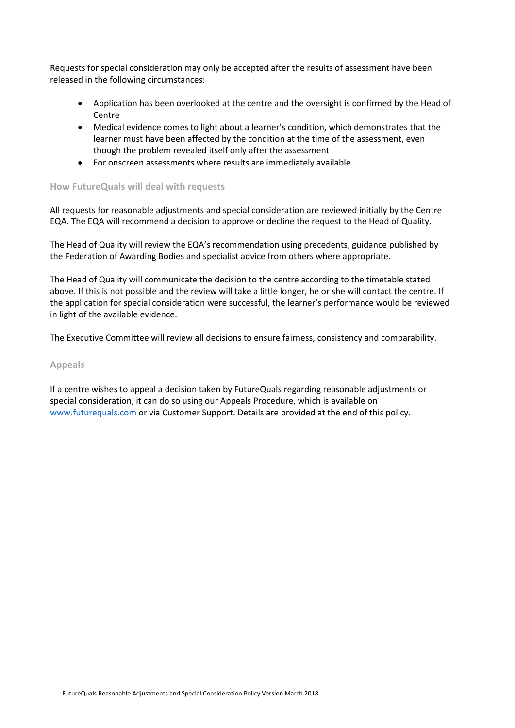Requests for special consideration may only be accepted after the results of assessment have been released in the following circumstances:

- Application has been overlooked at the centre and the oversight is confirmed by the Head of Centre
- Medical evidence comes to light about a learner's condition, which demonstrates that the learner must have been affected by the condition at the time of the assessment, even though the problem revealed itself only after the assessment
- For onscreen assessments where results are immediately available.

### How FutureQuals will deal with requests

All requests for reasonable adjustments and special consideration are reviewed initially by the Centre EQA. The EQA will recommend a decision to approve or decline the request to the Head of Quality.

The Head of Quality will review the EQA's recommendation using precedents, guidance published by the Federation of Awarding Bodies and specialist advice from others where appropriate.

The Head of Quality will communicate the decision to the centre according to the timetable stated above. If this is not possible and the review will take a little longer, he or she will contact the centre. If the application for special consideration were successful, the learner's performance would be reviewed in light of the available evidence.

The Executive Committee will review all decisions to ensure fairness, consistency and comparability.

### Appeals

If a centre wishes to appeal a decision taken by FutureQuals regarding reasonable adjustments or special consideration, it can do so using our Appeals Procedure, which is available on [www.futurequals.com](http://www.futurequals.com) or via Customer Support. Details are provided at the end of this policy.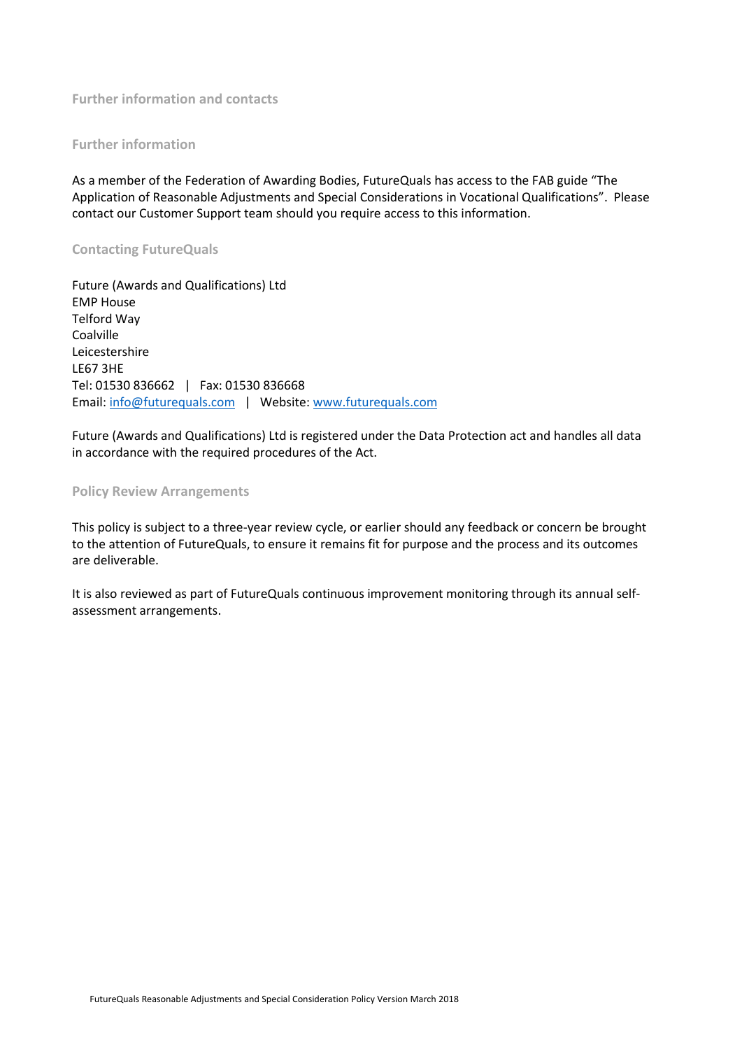## Further information and contacts

### Further information

As a member of the Federation of Awarding Bodies, FutureQuals has access to the FAB guide "The Application of Reasonable Adjustments and Special Considerations in Vocational Qualifications". Please contact our Customer Support team should you require access to this information.

### Contacting FutureQuals

Future (Awards and Qualifications) Ltd
EMP House
Telford Way
Coalville
Leicestershire
LE67 3HE
Tel: 01530 836662 | Fax: 01530 836668
Email: [info@futurequals.com](mailto:info@futurequals.com) | Website: [www.futurequals.com](http://www.futurequals.com)

Future (Awards and Qualifications) Ltd is registered under the Data Protection act and handles all data in accordance with the required procedures of the Act.

### Policy Review Arrangements

This policy is subject to a three-year review cycle, or earlier should any feedback or concern be brought to the attention of FutureQuals, to ensure it remains fit for purpose and the process and its outcomes are deliverable.

It is also reviewed as part of FutureQuals continuous improvement monitoring through its annual self-assessment arrangements.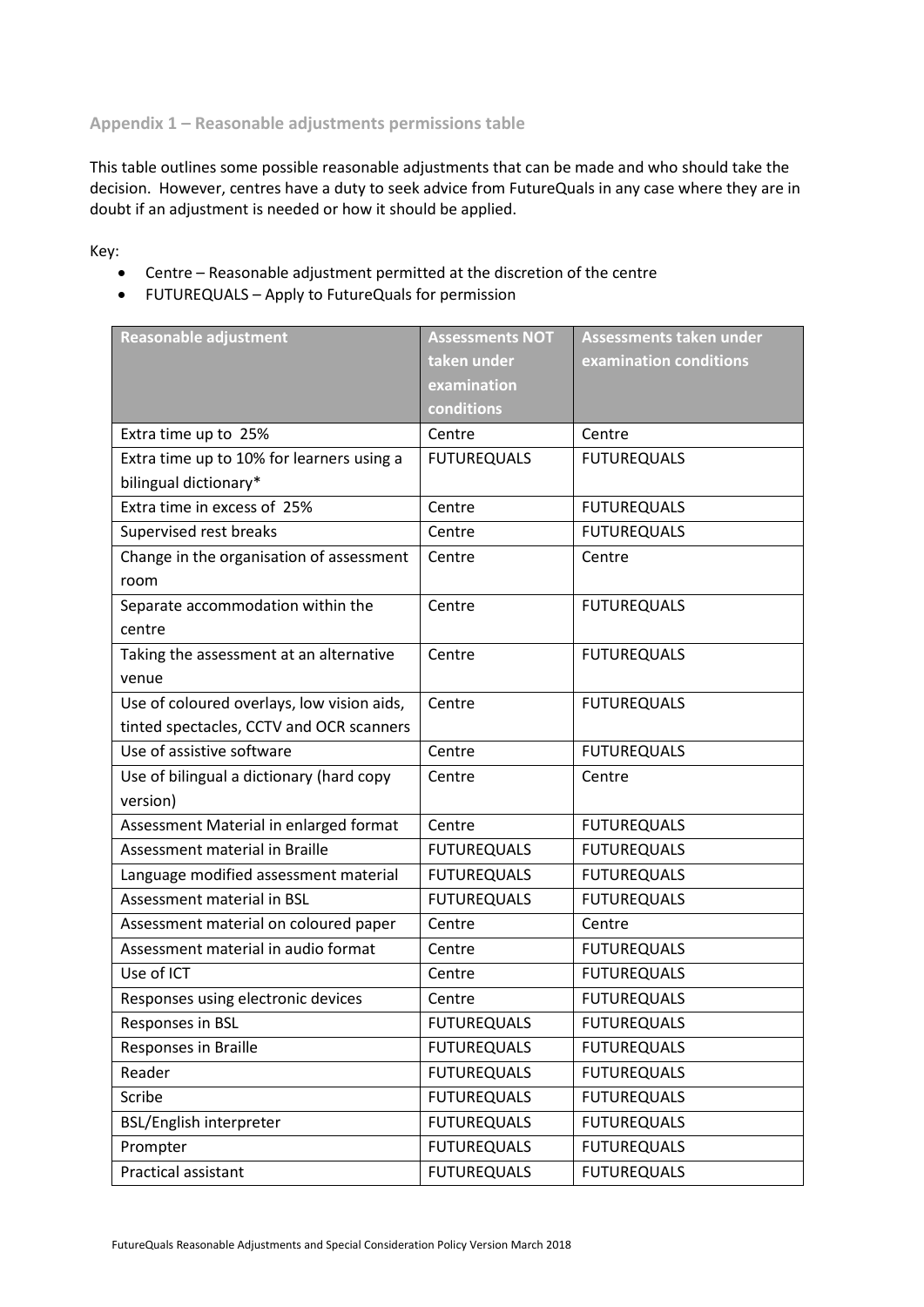## Appendix 1 – Reasonable adjustments permissions table

This table outlines some possible reasonable adjustments that can be made and who should take the decision. However, centres have a duty to seek advice from FutureQuals in any case where they are in doubt if an adjustment is needed or how it should be applied.

Key:

- Centre – Reasonable adjustment permitted at the discretion of the centre
- FUTUREQUALS – Apply to FutureQuals for permission

| Reasonable adjustment | Assessments NOT taken under examination conditions | Assessments taken under examination conditions |
|---|---|---|
| Extra time up to 25% | Centre | Centre |
| Extra time up to 10% for learners using a bilingual dictionary* | FUTUREQUALS | FUTUREQUALS |
| Extra time in excess of 25% | Centre | FUTUREQUALS |
| Supervised rest breaks | Centre | FUTUREQUALS |
| Change in the organisation of assessment room | Centre | Centre |
| Separate accommodation within the centre | Centre | FUTUREQUALS |
| Taking the assessment at an alternative venue | Centre | FUTUREQUALS |
| Use of coloured overlays, low vision aids, tinted spectacles, CCTV and OCR scanners | Centre | FUTUREQUALS |
| Use of assistive software | Centre | FUTUREQUALS |
| Use of bilingual a dictionary (hard copy version) | Centre | Centre |
| Assessment Material in enlarged format | Centre | FUTUREQUALS |
| Assessment material in Braille | FUTUREQUALS | FUTUREQUALS |
| Language modified assessment material | FUTUREQUALS | FUTUREQUALS |
| Assessment material in BSL | FUTUREQUALS | FUTUREQUALS |
| Assessment material on coloured paper | Centre | Centre |
| Assessment material in audio format | Centre | FUTUREQUALS |
| Use of ICT | Centre | FUTUREQUALS |
| Responses using electronic devices | Centre | FUTUREQUALS |
| Responses in BSL | FUTUREQUALS | FUTUREQUALS |
| Responses in Braille | FUTUREQUALS | FUTUREQUALS |
| Reader | FUTUREQUALS | FUTUREQUALS |
| Scribe | FUTUREQUALS | FUTUREQUALS |
| BSL/English interpreter | FUTUREQUALS | FUTUREQUALS |
| Prompter | FUTUREQUALS | FUTUREQUALS |
| Practical assistant | FUTUREQUALS | FUTUREQUALS |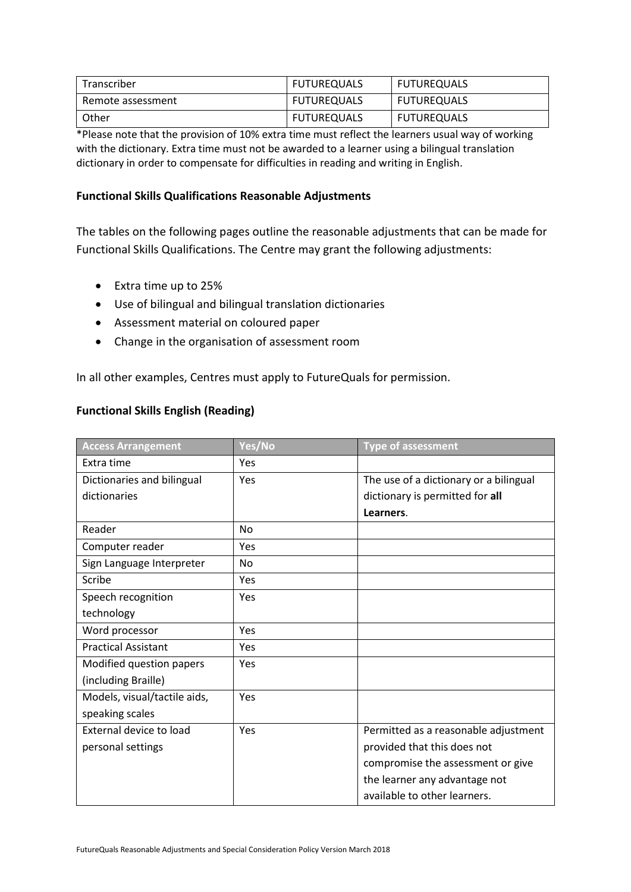| Transcriber | FUTUREQUALS | FUTUREQUALS |
|---|---|---|
| Remote assessment | FUTUREQUALS | FUTUREQUALS |
| Other | FUTUREQUALS | FUTUREQUALS |

*Please note that the provision of 10% extra time must reflect the learners usual way of working with the dictionary. Extra time must not be awarded to a learner using a bilingual translation dictionary in order to compensate for difficulties in reading and writing in English.

**Functional Skills Qualifications Reasonable Adjustments**

The tables on the following pages outline the reasonable adjustments that can be made for Functional Skills Qualifications. The Centre may grant the following adjustments:

- Extra time up to 25%
- Use of bilingual and bilingual translation dictionaries
- Assessment material on coloured paper
- Change in the organisation of assessment room

In all other examples, Centres must apply to FutureQuals for permission.

**Functional Skills English (Reading)**

| Access Arrangement | Yes/No | Type of assessment |
|---|---|---|
| Extra time | Yes | |
| Dictionaries and bilingual dictionaries | Yes | The use of a dictionary or a bilingual dictionary is permitted for **all Learners**. |
| Reader | No | |
| Computer reader | Yes | |
| Sign Language Interpreter | No | |
| Scribe | Yes | |
| Speech recognition technology | Yes | |
| Word processor | Yes | |
| Practical Assistant | Yes | |
| Modified question papers (including Braille) | Yes | |
| Models, visual/tactile aids, speaking scales | Yes | |
| External device to load personal settings | Yes | Permitted as a reasonable adjustment provided that this does not compromise the assessment or give the learner any advantage not available to other learners. |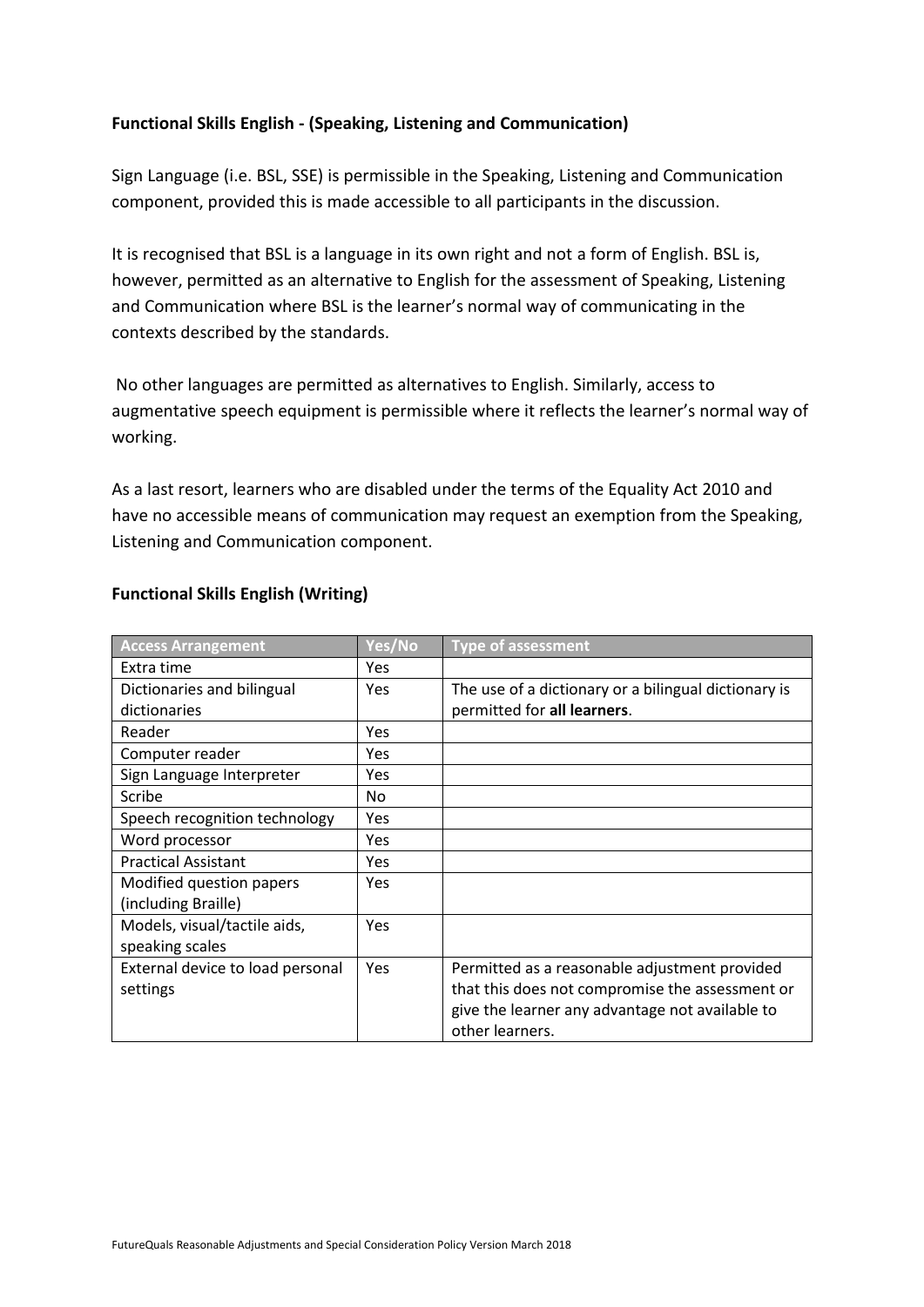**Functional Skills English - (Speaking, Listening and Communication)**

Sign Language (i.e. BSL, SSE) is permissible in the Speaking, Listening and Communication component, provided this is made accessible to all participants in the discussion.

It is recognised that BSL is a language in its own right and not a form of English. BSL is, however, permitted as an alternative to English for the assessment of Speaking, Listening and Communication where BSL is the learner's normal way of communicating in the contexts described by the standards.

No other languages are permitted as alternatives to English. Similarly, access to augmentative speech equipment is permissible where it reflects the learner's normal way of working.

As a last resort, learners who are disabled under the terms of the Equality Act 2010 and have no accessible means of communication may request an exemption from the Speaking, Listening and Communication component.

**Functional Skills English (Writing)**

| Access Arrangement | Yes/No | Type of assessment |
|---|---|---|
| Extra time | Yes | |
| Dictionaries and bilingual dictionaries | Yes | The use of a dictionary or a bilingual dictionary is permitted for **all learners**. |
| Reader | Yes | |
| Computer reader | Yes | |
| Sign Language Interpreter | Yes | |
| Scribe | No | |
| Speech recognition technology | Yes | |
| Word processor | Yes | |
| Practical Assistant | Yes | |
| Modified question papers (including Braille) | Yes | |
| Models, visual/tactile aids, speaking scales | Yes | |
| External device to load personal settings | Yes | Permitted as a reasonable adjustment provided that this does not compromise the assessment or give the learner any advantage not available to other learners. |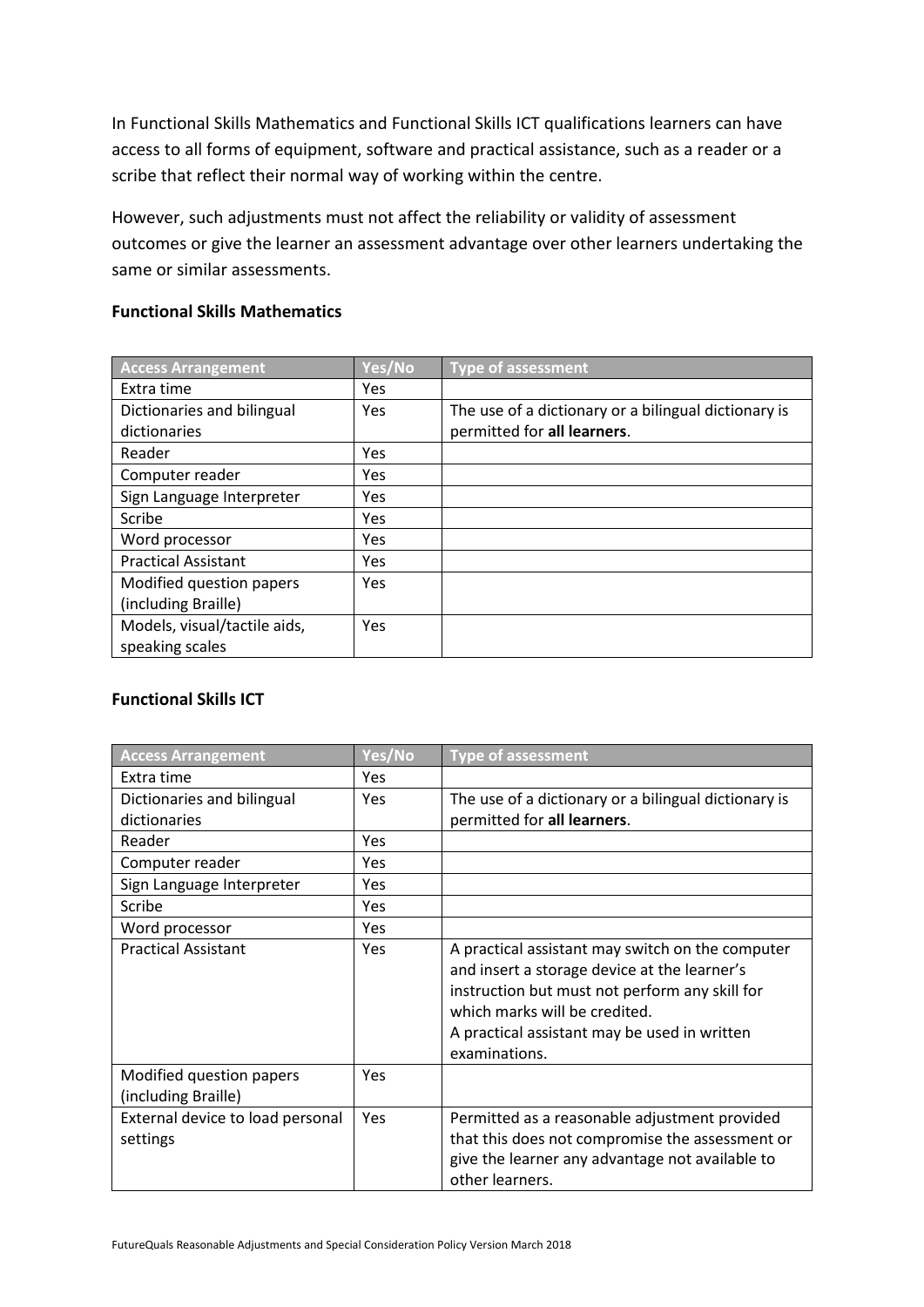In Functional Skills Mathematics and Functional Skills ICT qualifications learners can have access to all forms of equipment, software and practical assistance, such as a reader or a scribe that reflect their normal way of working within the centre.

However, such adjustments must not affect the reliability or validity of assessment outcomes or give the learner an assessment advantage over other learners undertaking the same or similar assessments.

**Functional Skills Mathematics**

| Access Arrangement | Yes/No | Type of assessment |
|---|---|---|
| Extra time | Yes | |
| Dictionaries and bilingual dictionaries | Yes | The use of a dictionary or a bilingual dictionary is permitted for **all learners**. |
| Reader | Yes | |
| Computer reader | Yes | |
| Sign Language Interpreter | Yes | |
| Scribe | Yes | |
| Word processor | Yes | |
| Practical Assistant | Yes | |
| Modified question papers (including Braille) | Yes | |
| Models, visual/tactile aids, speaking scales | Yes | |

**Functional Skills ICT**

| Access Arrangement | Yes/No | Type of assessment |
|---|---|---|
| Extra time | Yes | |
| Dictionaries and bilingual dictionaries | Yes | The use of a dictionary or a bilingual dictionary is permitted for **all learners**. |
| Reader | Yes | |
| Computer reader | Yes | |
| Sign Language Interpreter | Yes | |
| Scribe | Yes | |
| Word processor | Yes | |
| Practical Assistant | Yes | A practical assistant may switch on the computer and insert a storage device at the learner's instruction but must not perform any skill for which marks will be credited. A practical assistant may be used in written examinations. |
| Modified question papers (including Braille) | Yes | |
| External device to load personal settings | Yes | Permitted as a reasonable adjustment provided that this does not compromise the assessment or give the learner any advantage not available to other learners. |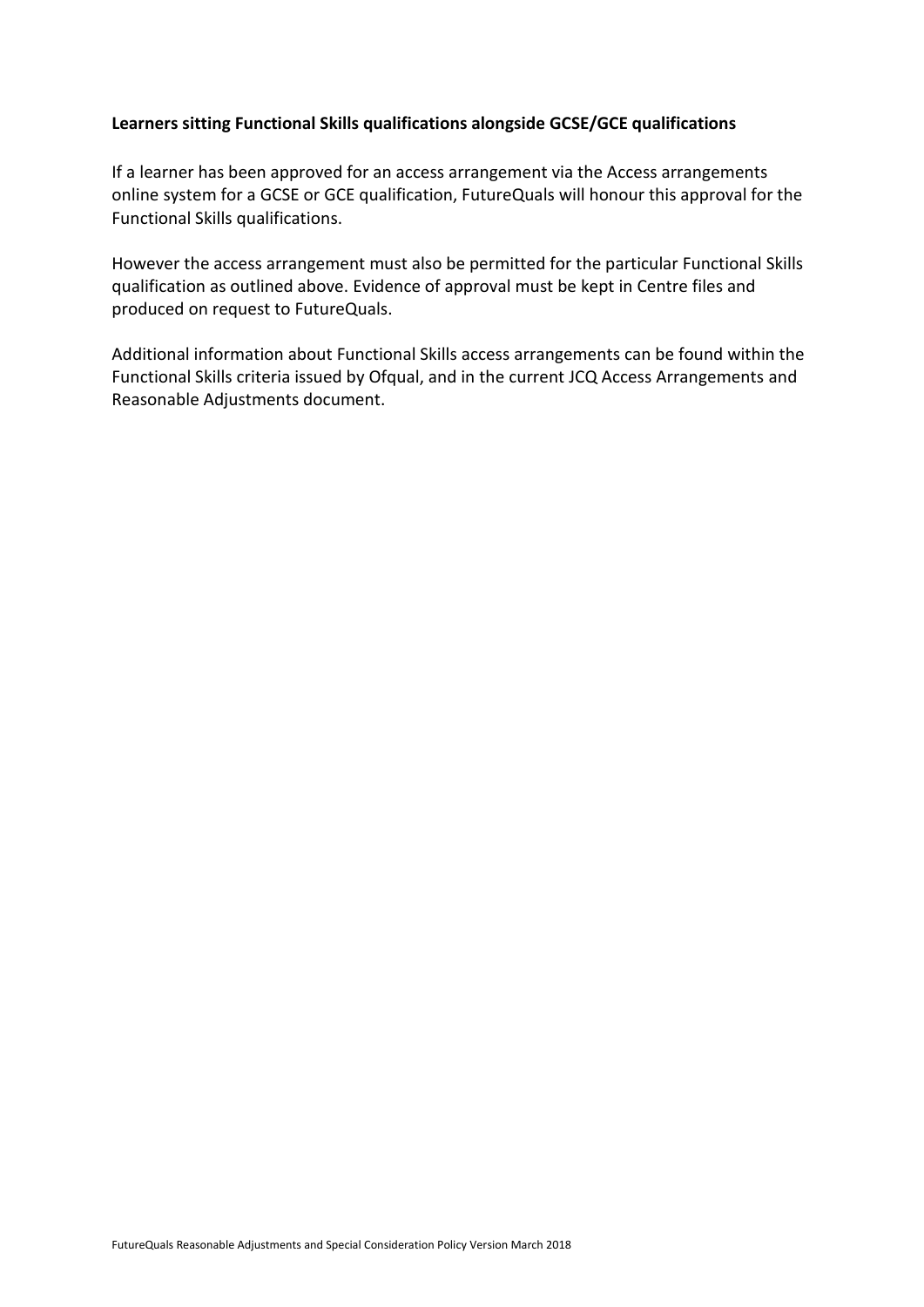**Learners sitting Functional Skills qualifications alongside GCSE/GCE qualifications**

If a learner has been approved for an access arrangement via the Access arrangements online system for a GCSE or GCE qualification, FutureQuals will honour this approval for the Functional Skills qualifications.

However the access arrangement must also be permitted for the particular Functional Skills qualification as outlined above. Evidence of approval must be kept in Centre files and produced on request to FutureQuals.

Additional information about Functional Skills access arrangements can be found within the Functional Skills criteria issued by Ofqual, and in the current JCQ Access Arrangements and Reasonable Adjustments document.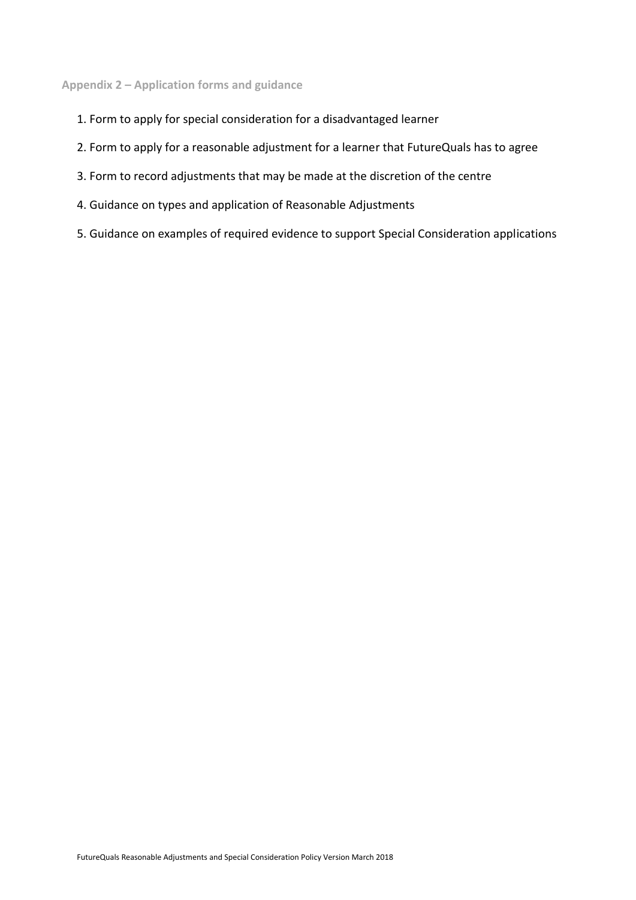## Appendix 2 – Application forms and guidance

1. Form to apply for special consideration for a disadvantaged learner
2. Form to apply for a reasonable adjustment for a learner that FutureQuals has to agree
3. Form to record adjustments that may be made at the discretion of the centre
4. Guidance on types and application of Reasonable Adjustments
5. Guidance on examples of required evidence to support Special Consideration applications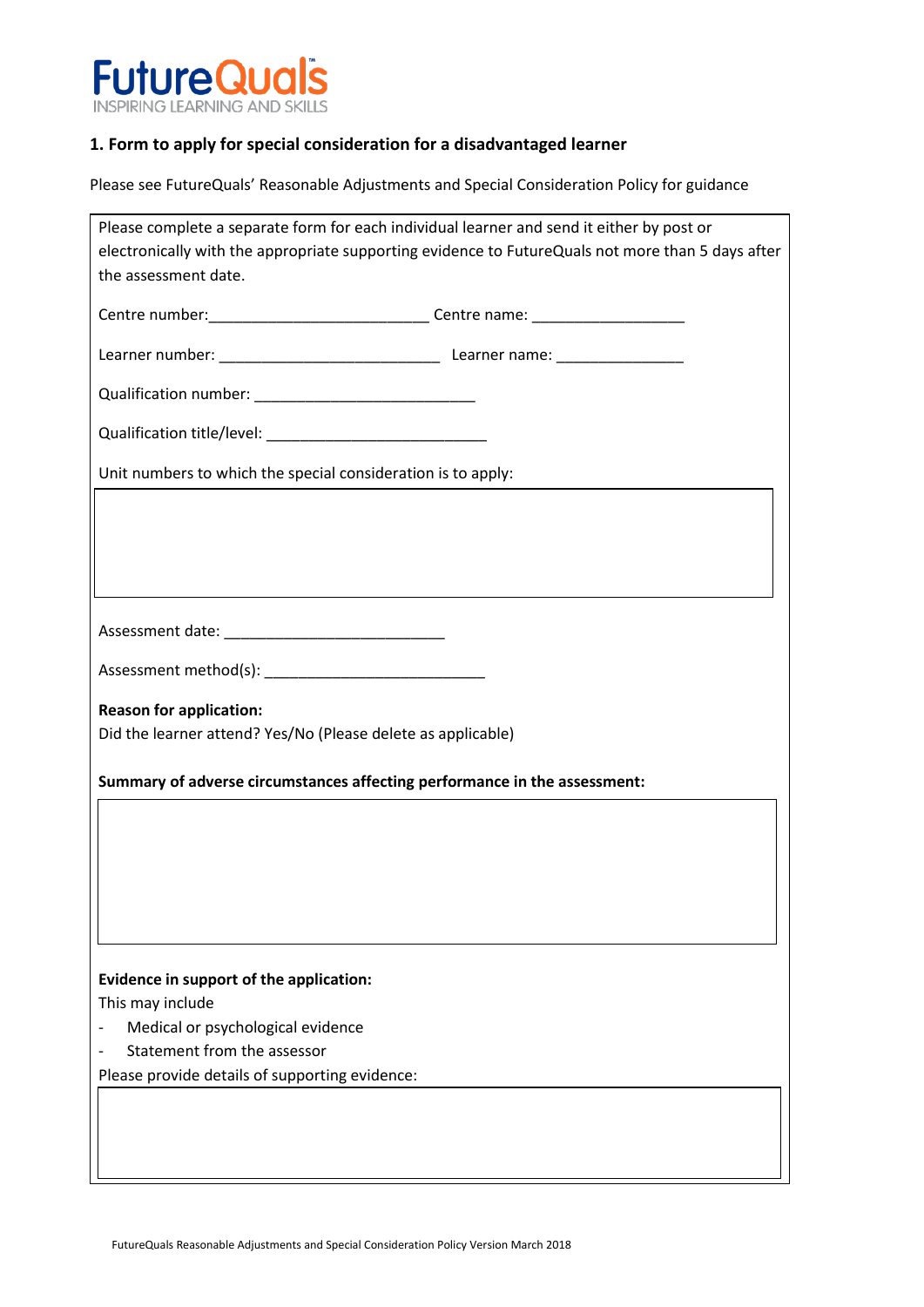FutureQuals
INSPIRING LEARNING AND SKILLS

## 1. Form to apply for special consideration for a disadvantaged learner

Please see FutureQuals' Reasonable Adjustments and Special Consideration Policy for guidance

Please complete a separate form for each individual learner and send it either by post or electronically with the appropriate supporting evidence to FutureQuals not more than 5 days after the assessment date.

Centre number:__________________________ Centre name: __________________

Learner number: __________________________ Learner name: _______________

Qualification number: __________________________

Qualification title/level: __________________________

Unit numbers to which the special consideration is to apply:

Assessment date: __________________________

Assessment method(s): __________________________

**Reason for application:**
Did the learner attend? Yes/No (Please delete as applicable)

**Summary of adverse circumstances affecting performance in the assessment:**

**Evidence in support of the application:**
This may include
- Medical or psychological evidence
- Statement from the assessor

Please provide details of supporting evidence:

FutureQuals Reasonable Adjustments and Special Consideration Policy Version March 2018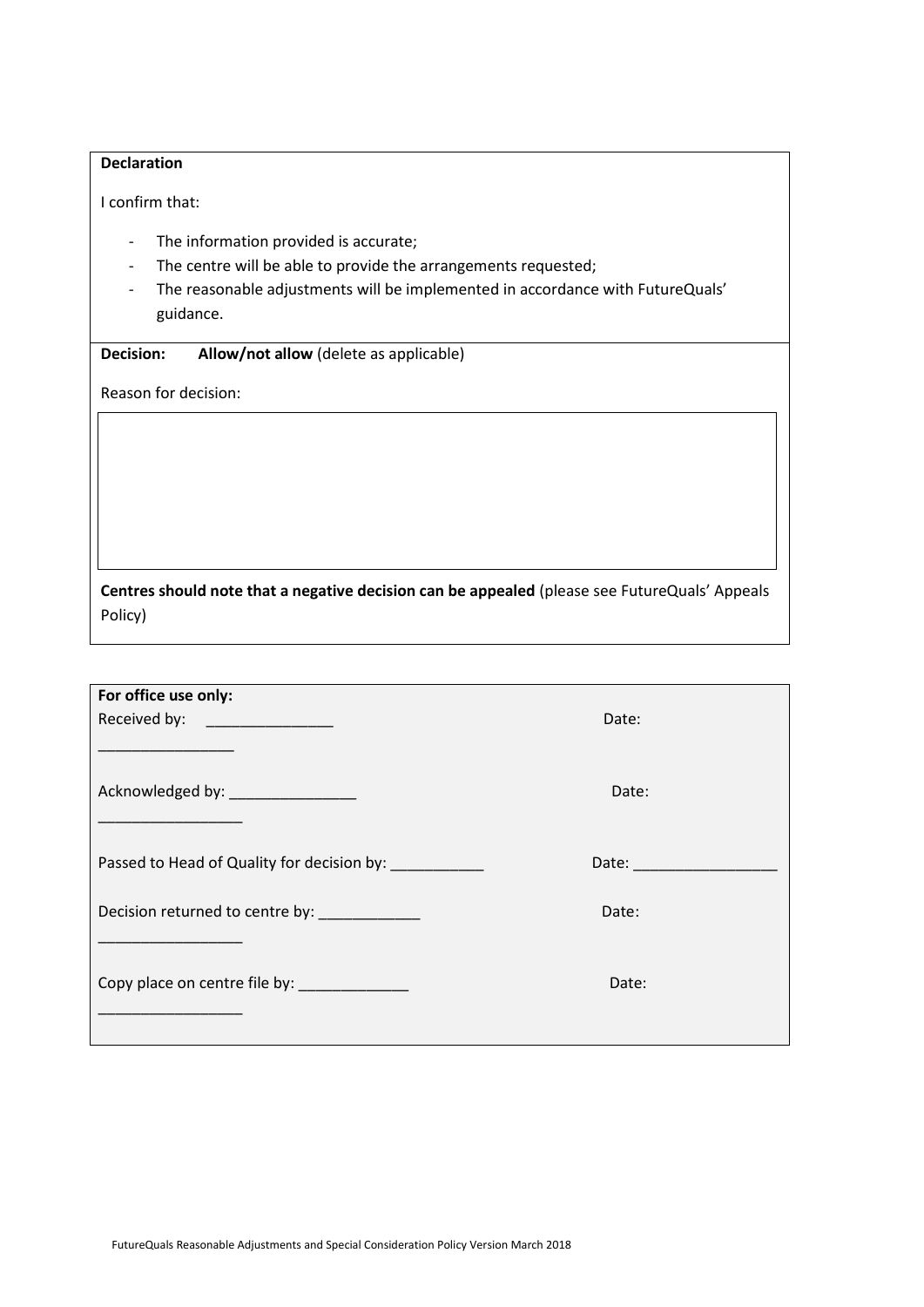**Declaration**

I confirm that:

- The information provided is accurate;
- The centre will be able to provide the arrangements requested;
- The reasonable adjustments will be implemented in accordance with FutureQuals' guidance.

**Decision:** **Allow/not allow** (delete as applicable)

Reason for decision:

| |
|---|
| |

**Centres should note that a negative decision can be appealed** (please see FutureQuals' Appeals Policy)

**For office use only:**

Received by: _______________ Date: ________________

Acknowledged by: _______________ Date: _________________

Passed to Head of Quality for decision by: ___________ Date: _________________

Decision returned to centre by: ____________ Date: _________________

Copy place on centre file by: _____________ Date: _________________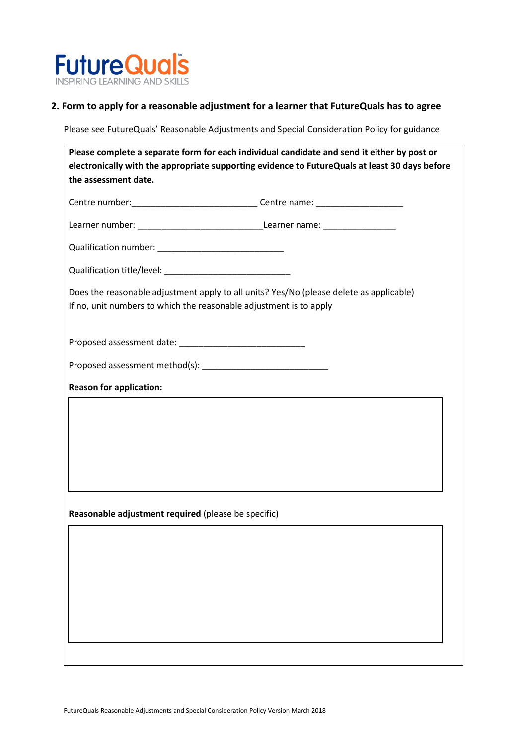FutureQuals
INSPIRING LEARNING AND SKILLS

## 2. Form to apply for a reasonable adjustment for a learner that FutureQuals has to agree

Please see FutureQuals' Reasonable Adjustments and Special Consideration Policy for guidance

**Please complete a separate form for each individual candidate and send it either by post or electronically with the appropriate supporting evidence to FutureQuals at least 30 days before the assessment date.**

Centre number:__________________________ Centre name: __________________

Learner number: __________________________Learner name: _______________

Qualification number: __________________________

Qualification title/level: __________________________

Does the reasonable adjustment apply to all units? Yes/No (please delete as applicable)
If no, unit numbers to which the reasonable adjustment is to apply

Proposed assessment date: __________________________

Proposed assessment method(s): __________________________

**Reason for application:**

|  |
|---|
|  |

**Reasonable adjustment required** (please be specific)

|  |
|---|
|  |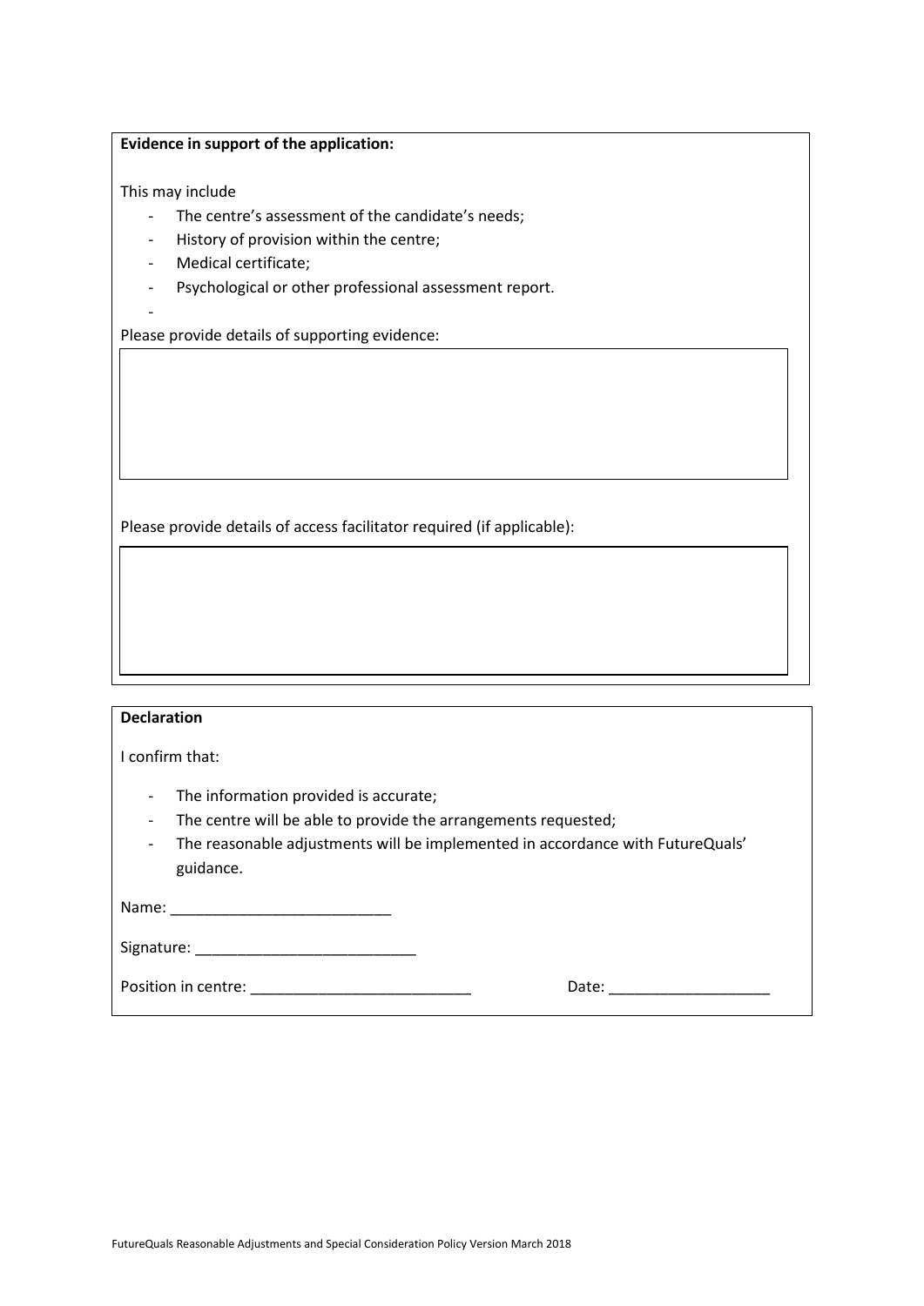**Evidence in support of the application:**

This may include

- The centre's assessment of the candidate's needs;
- History of provision within the centre;
- Medical certificate;
- Psychological or other professional assessment report.
-

Please provide details of supporting evidence:

| |
|---|
| |

Please provide details of access facilitator required (if applicable):

| |
|---|
| |

**Declaration**

I confirm that:

- The information provided is accurate;
- The centre will be able to provide the arrangements requested;
- The reasonable adjustments will be implemented in accordance with FutureQuals' guidance.

Name: __________________________

Signature: __________________________

Position in centre: __________________________ Date: ___________________

FutureQuals Reasonable Adjustments and Special Consideration Policy Version March 2018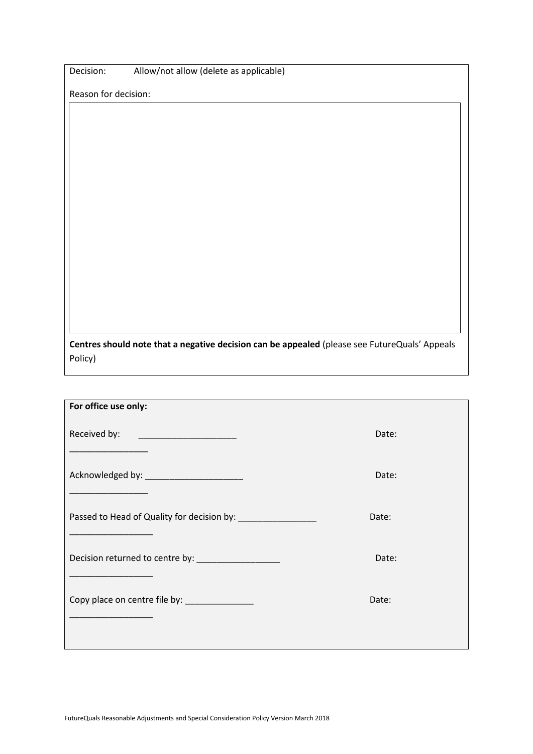Decision: Allow/not allow (delete as applicable)

Reason for decision:

| |
|---|
| |

**Centres should note that a negative decision can be appealed** (please see FutureQuals' Appeals Policy)

**For office use only:**

Received by: ____________________ Date: ________________

Acknowledged by: ____________________ Date: ________________

Passed to Head of Quality for decision by: ________________ Date: _________________

Decision returned to centre by: _________________ Date: _________________

Copy place on centre file by: ______________ Date: _________________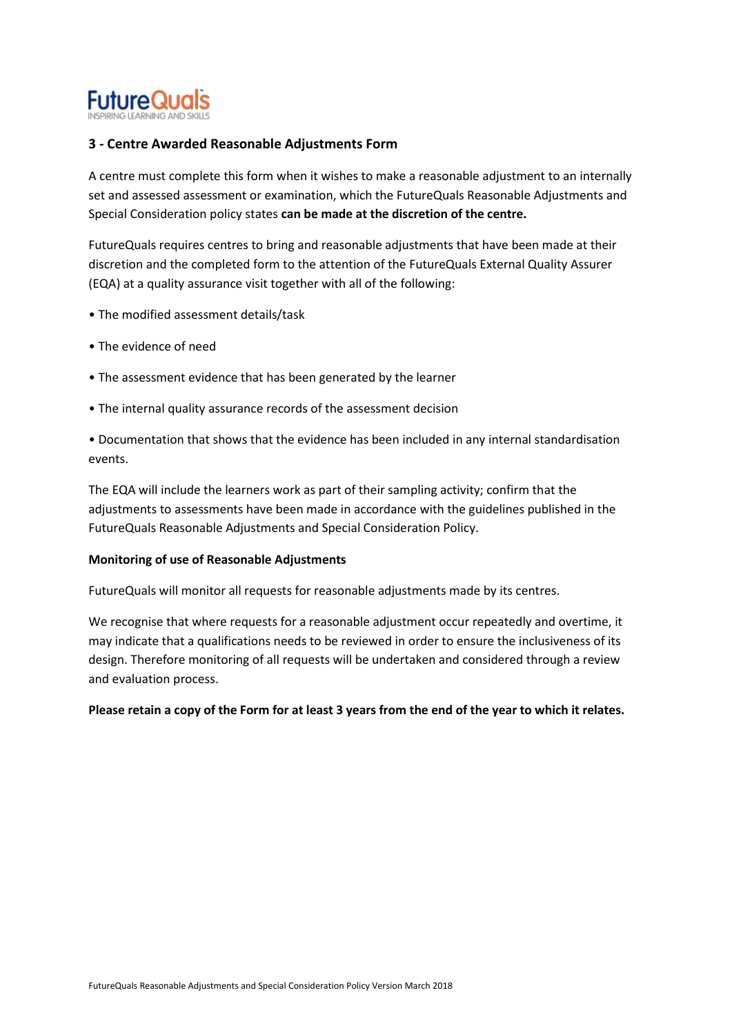## 3 - Centre Awarded Reasonable Adjustments Form

A centre must complete this form when it wishes to make a reasonable adjustment to an internally set and assessed assessment or examination, which the FutureQuals Reasonable Adjustments and Special Consideration policy states **can be made at the discretion of the centre.**

FutureQuals requires centres to bring and reasonable adjustments that have been made at their discretion and the completed form to the attention of the FutureQuals External Quality Assurer (EQA) at a quality assurance visit together with all of the following:

- The modified assessment details/task
- The evidence of need
- The assessment evidence that has been generated by the learner
- The internal quality assurance records of the assessment decision
- Documentation that shows that the evidence has been included in any internal standardisation events.

The EQA will include the learners work as part of their sampling activity; confirm that the adjustments to assessments have been made in accordance with the guidelines published in the FutureQuals Reasonable Adjustments and Special Consideration Policy.

**Monitoring of use of Reasonable Adjustments**

FutureQuals will monitor all requests for reasonable adjustments made by its centres.

We recognise that where requests for a reasonable adjustment occur repeatedly and overtime, it may indicate that a qualifications needs to be reviewed in order to ensure the inclusiveness of its design. Therefore monitoring of all requests will be undertaken and considered through a review and evaluation process.

**Please retain a copy of the Form for at least 3 years from the end of the year to which it relates.**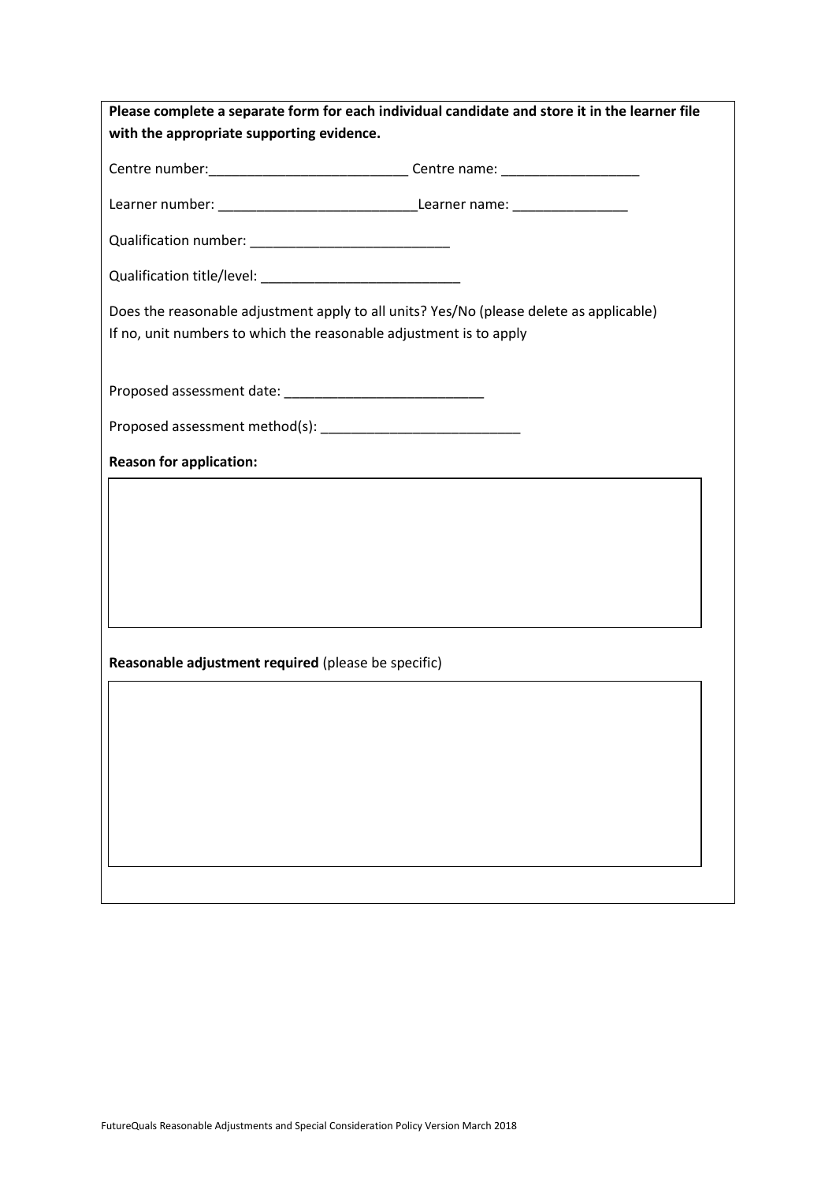**Please complete a separate form for each individual candidate and store it in the learner file with the appropriate supporting evidence.**

Centre number:__________________________ Centre name: __________________

Learner number: __________________________Learner name: _______________

Qualification number: __________________________

Qualification title/level: __________________________

Does the reasonable adjustment apply to all units? Yes/No (please delete as applicable)
If no, unit numbers to which the reasonable adjustment is to apply

Proposed assessment date: __________________________

Proposed assessment method(s): __________________________

**Reason for application:**

| |
|---|
| |

**Reasonable adjustment required** (please be specific)

| |
|---|
| |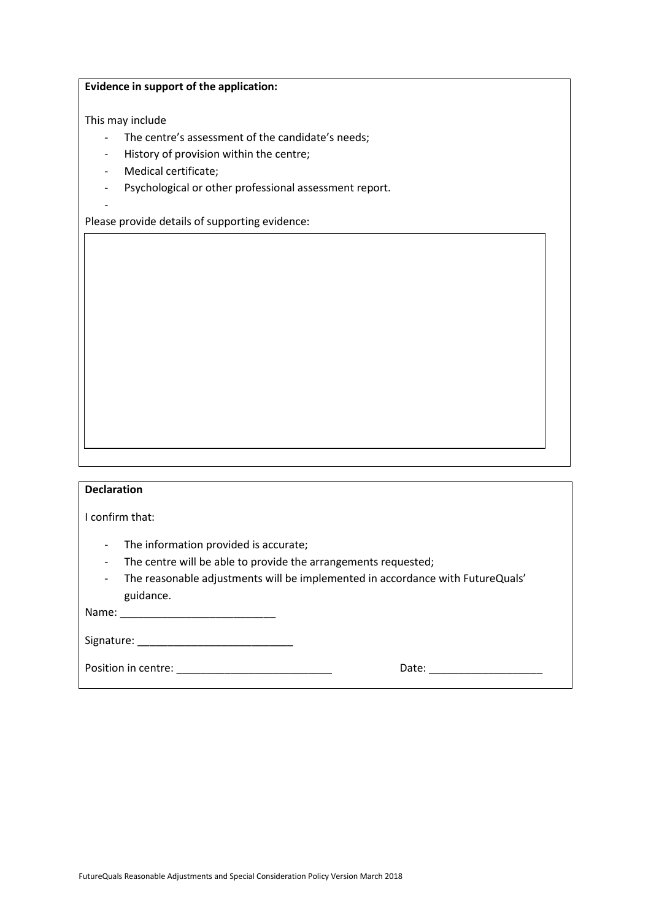**Evidence in support of the application:**

This may include

- The centre's assessment of the candidate's needs;
- History of provision within the centre;
- Medical certificate;
- Psychological or other professional assessment report.
-

Please provide details of supporting evidence:

**Declaration**

I confirm that:

- The information provided is accurate;
- The centre will be able to provide the arrangements requested;
- The reasonable adjustments will be implemented in accordance with FutureQuals' guidance.

Name: ___________________________

Signature: ___________________________

Position in centre: ___________________________ Date: ____________________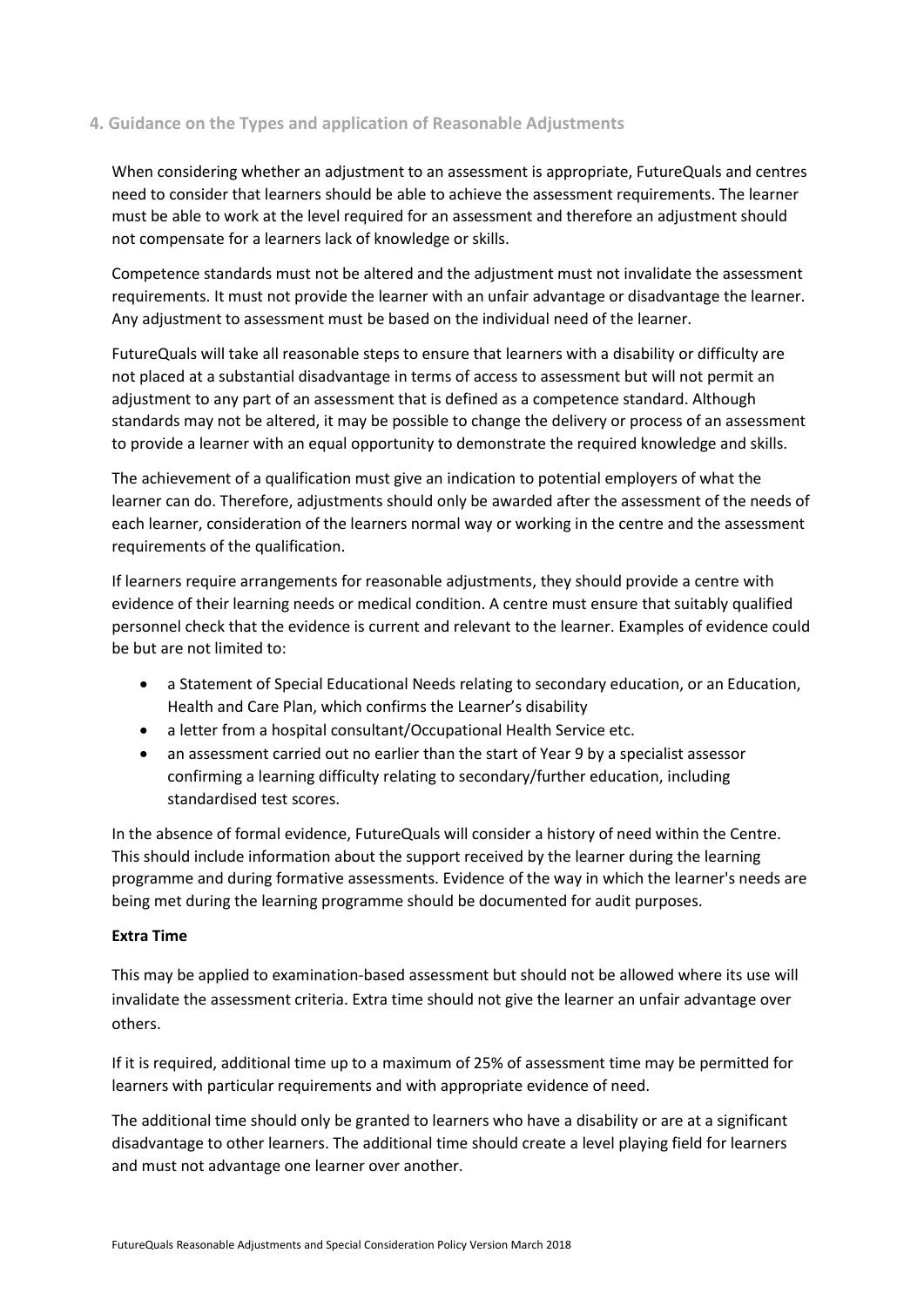## 4. Guidance on the Types and application of Reasonable Adjustments

When considering whether an adjustment to an assessment is appropriate, FutureQuals and centres need to consider that learners should be able to achieve the assessment requirements. The learner must be able to work at the level required for an assessment and therefore an adjustment should not compensate for a learners lack of knowledge or skills.

Competence standards must not be altered and the adjustment must not invalidate the assessment requirements. It must not provide the learner with an unfair advantage or disadvantage the learner. Any adjustment to assessment must be based on the individual need of the learner.

FutureQuals will take all reasonable steps to ensure that learners with a disability or difficulty are not placed at a substantial disadvantage in terms of access to assessment but will not permit an adjustment to any part of an assessment that is defined as a competence standard. Although standards may not be altered, it may be possible to change the delivery or process of an assessment to provide a learner with an equal opportunity to demonstrate the required knowledge and skills.

The achievement of a qualification must give an indication to potential employers of what the learner can do. Therefore, adjustments should only be awarded after the assessment of the needs of each learner, consideration of the learners normal way or working in the centre and the assessment requirements of the qualification.

If learners require arrangements for reasonable adjustments, they should provide a centre with evidence of their learning needs or medical condition. A centre must ensure that suitably qualified personnel check that the evidence is current and relevant to the learner. Examples of evidence could be but are not limited to:

- a Statement of Special Educational Needs relating to secondary education, or an Education, Health and Care Plan, which confirms the Learner's disability
- a letter from a hospital consultant/Occupational Health Service etc.
- an assessment carried out no earlier than the start of Year 9 by a specialist assessor confirming a learning difficulty relating to secondary/further education, including standardised test scores.

In the absence of formal evidence, FutureQuals will consider a history of need within the Centre. This should include information about the support received by the learner during the learning programme and during formative assessments. Evidence of the way in which the learner's needs are being met during the learning programme should be documented for audit purposes.

**Extra Time**

This may be applied to examination-based assessment but should not be allowed where its use will invalidate the assessment criteria. Extra time should not give the learner an unfair advantage over others.

If it is required, additional time up to a maximum of 25% of assessment time may be permitted for learners with particular requirements and with appropriate evidence of need.

The additional time should only be granted to learners who have a disability or are at a significant disadvantage to other learners. The additional time should create a level playing field for learners and must not advantage one learner over another.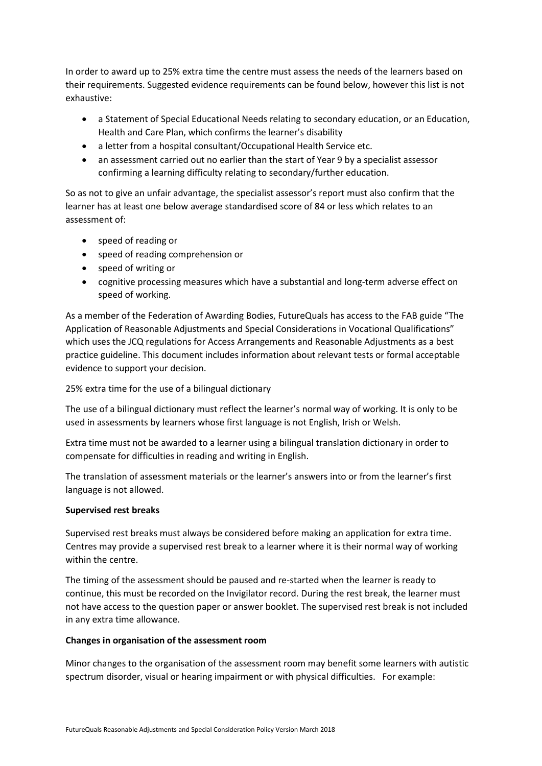In order to award up to 25% extra time the centre must assess the needs of the learners based on their requirements. Suggested evidence requirements can be found below, however this list is not exhaustive:

- a Statement of Special Educational Needs relating to secondary education, or an Education, Health and Care Plan, which confirms the learner's disability
- a letter from a hospital consultant/Occupational Health Service etc.
- an assessment carried out no earlier than the start of Year 9 by a specialist assessor confirming a learning difficulty relating to secondary/further education.

So as not to give an unfair advantage, the specialist assessor's report must also confirm that the learner has at least one below average standardised score of 84 or less which relates to an assessment of:

- speed of reading or
- speed of reading comprehension or
- speed of writing or
- cognitive processing measures which have a substantial and long-term adverse effect on speed of working.

As a member of the Federation of Awarding Bodies, FutureQuals has access to the FAB guide "The Application of Reasonable Adjustments and Special Considerations in Vocational Qualifications" which uses the JCQ regulations for Access Arrangements and Reasonable Adjustments as a best practice guideline. This document includes information about relevant tests or formal acceptable evidence to support your decision.

25% extra time for the use of a bilingual dictionary

The use of a bilingual dictionary must reflect the learner's normal way of working. It is only to be used in assessments by learners whose first language is not English, Irish or Welsh.

Extra time must not be awarded to a learner using a bilingual translation dictionary in order to compensate for difficulties in reading and writing in English.

The translation of assessment materials or the learner's answers into or from the learner's first language is not allowed.

**Supervised rest breaks**

Supervised rest breaks must always be considered before making an application for extra time. Centres may provide a supervised rest break to a learner where it is their normal way of working within the centre.

The timing of the assessment should be paused and re-started when the learner is ready to continue, this must be recorded on the Invigilator record. During the rest break, the learner must not have access to the question paper or answer booklet. The supervised rest break is not included in any extra time allowance.

**Changes in organisation of the assessment room**

Minor changes to the organisation of the assessment room may benefit some learners with autistic spectrum disorder, visual or hearing impairment or with physical difficulties. For example: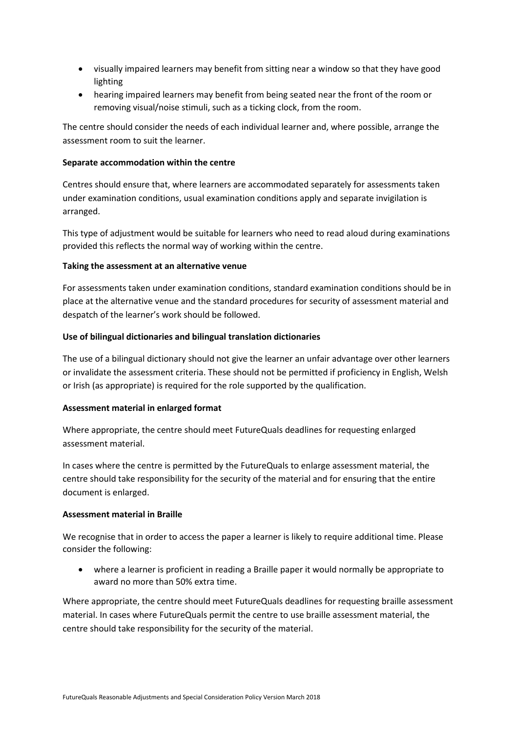- visually impaired learners may benefit from sitting near a window so that they have good lighting
- hearing impaired learners may benefit from being seated near the front of the room or removing visual/noise stimuli, such as a ticking clock, from the room.

The centre should consider the needs of each individual learner and, where possible, arrange the assessment room to suit the learner.

**Separate accommodation within the centre**

Centres should ensure that, where learners are accommodated separately for assessments taken under examination conditions, usual examination conditions apply and separate invigilation is arranged.

This type of adjustment would be suitable for learners who need to read aloud during examinations provided this reflects the normal way of working within the centre.

**Taking the assessment at an alternative venue**

For assessments taken under examination conditions, standard examination conditions should be in place at the alternative venue and the standard procedures for security of assessment material and despatch of the learner's work should be followed.

**Use of bilingual dictionaries and bilingual translation dictionaries**

The use of a bilingual dictionary should not give the learner an unfair advantage over other learners or invalidate the assessment criteria. These should not be permitted if proficiency in English, Welsh or Irish (as appropriate) is required for the role supported by the qualification.

**Assessment material in enlarged format**

Where appropriate, the centre should meet FutureQuals deadlines for requesting enlarged assessment material.

In cases where the centre is permitted by the FutureQuals to enlarge assessment material, the centre should take responsibility for the security of the material and for ensuring that the entire document is enlarged.

**Assessment material in Braille**

We recognise that in order to access the paper a learner is likely to require additional time. Please consider the following:

- where a learner is proficient in reading a Braille paper it would normally be appropriate to award no more than 50% extra time.

Where appropriate, the centre should meet FutureQuals deadlines for requesting braille assessment material. In cases where FutureQuals permit the centre to use braille assessment material, the centre should take responsibility for the security of the material.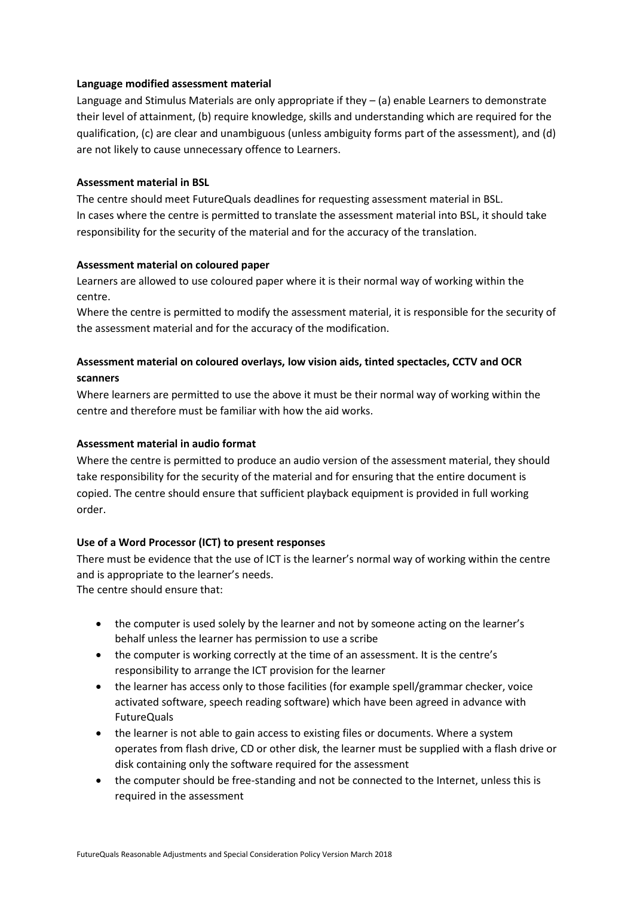**Language modified assessment material**

Language and Stimulus Materials are only appropriate if they – (a) enable Learners to demonstrate their level of attainment, (b) require knowledge, skills and understanding which are required for the qualification, (c) are clear and unambiguous (unless ambiguity forms part of the assessment), and (d) are not likely to cause unnecessary offence to Learners.

**Assessment material in BSL**

The centre should meet FutureQuals deadlines for requesting assessment material in BSL.
In cases where the centre is permitted to translate the assessment material into BSL, it should take responsibility for the security of the material and for the accuracy of the translation.

**Assessment material on coloured paper**

Learners are allowed to use coloured paper where it is their normal way of working within the centre.
Where the centre is permitted to modify the assessment material, it is responsible for the security of the assessment material and for the accuracy of the modification.

**Assessment material on coloured overlays, low vision aids, tinted spectacles, CCTV and OCR scanners**

Where learners are permitted to use the above it must be their normal way of working within the centre and therefore must be familiar with how the aid works.

**Assessment material in audio format**

Where the centre is permitted to produce an audio version of the assessment material, they should take responsibility for the security of the material and for ensuring that the entire document is copied. The centre should ensure that sufficient playback equipment is provided in full working order.

**Use of a Word Processor (ICT) to present responses**

There must be evidence that the use of ICT is the learner's normal way of working within the centre and is appropriate to the learner's needs.
The centre should ensure that:

- the computer is used solely by the learner and not by someone acting on the learner's behalf unless the learner has permission to use a scribe
- the computer is working correctly at the time of an assessment. It is the centre's responsibility to arrange the ICT provision for the learner
- the learner has access only to those facilities (for example spell/grammar checker, voice activated software, speech reading software) which have been agreed in advance with FutureQuals
- the learner is not able to gain access to existing files or documents. Where a system operates from flash drive, CD or other disk, the learner must be supplied with a flash drive or disk containing only the software required for the assessment
- the computer should be free-standing and not be connected to the Internet, unless this is required in the assessment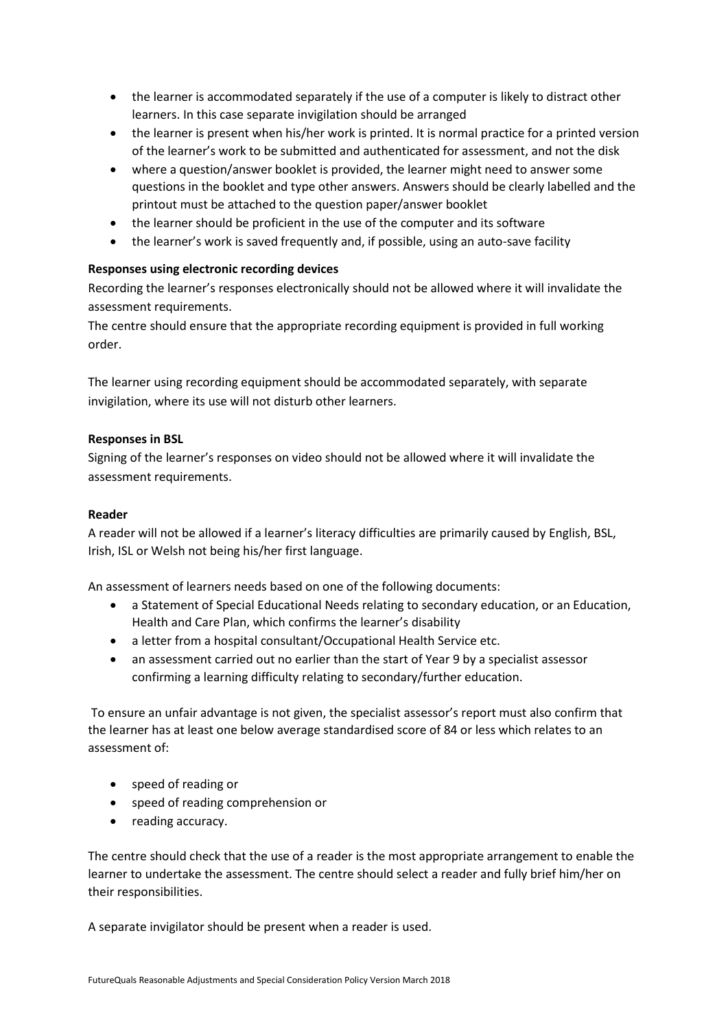- the learner is accommodated separately if the use of a computer is likely to distract other learners. In this case separate invigilation should be arranged
- the learner is present when his/her work is printed. It is normal practice for a printed version of the learner's work to be submitted and authenticated for assessment, and not the disk
- where a question/answer booklet is provided, the learner might need to answer some questions in the booklet and type other answers. Answers should be clearly labelled and the printout must be attached to the question paper/answer booklet
- the learner should be proficient in the use of the computer and its software
- the learner's work is saved frequently and, if possible, using an auto-save facility

**Responses using electronic recording devices**

Recording the learner's responses electronically should not be allowed where it will invalidate the assessment requirements.

The centre should ensure that the appropriate recording equipment is provided in full working order.

The learner using recording equipment should be accommodated separately, with separate invigilation, where its use will not disturb other learners.

**Responses in BSL**

Signing of the learner's responses on video should not be allowed where it will invalidate the assessment requirements.

**Reader**

A reader will not be allowed if a learner's literacy difficulties are primarily caused by English, BSL, Irish, ISL or Welsh not being his/her first language.

An assessment of learners needs based on one of the following documents:

- a Statement of Special Educational Needs relating to secondary education, or an Education, Health and Care Plan, which confirms the learner's disability
- a letter from a hospital consultant/Occupational Health Service etc.
- an assessment carried out no earlier than the start of Year 9 by a specialist assessor confirming a learning difficulty relating to secondary/further education.

To ensure an unfair advantage is not given, the specialist assessor's report must also confirm that the learner has at least one below average standardised score of 84 or less which relates to an assessment of:

- speed of reading or
- speed of reading comprehension or
- reading accuracy.

The centre should check that the use of a reader is the most appropriate arrangement to enable the learner to undertake the assessment. The centre should select a reader and fully brief him/her on their responsibilities.

A separate invigilator should be present when a reader is used.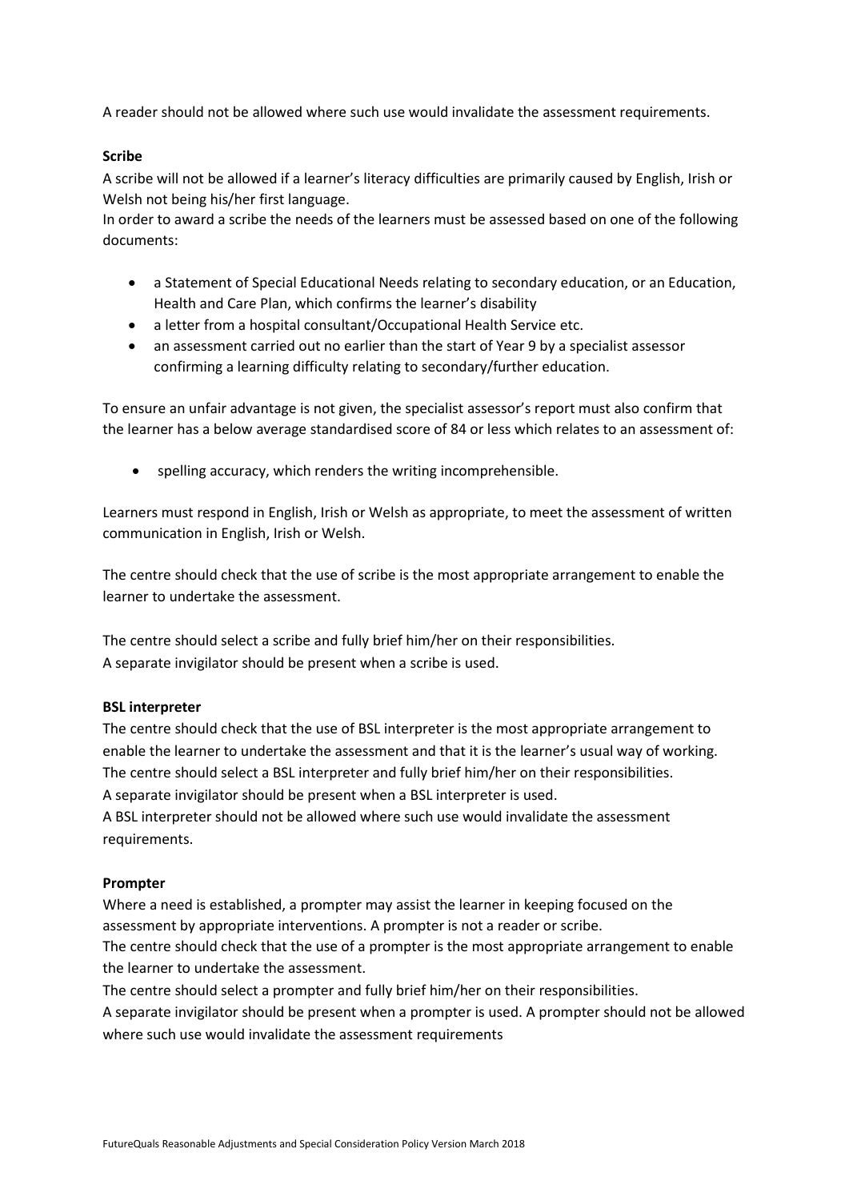A reader should not be allowed where such use would invalidate the assessment requirements.

**Scribe**

A scribe will not be allowed if a learner's literacy difficulties are primarily caused by English, Irish or Welsh not being his/her first language.

In order to award a scribe the needs of the learners must be assessed based on one of the following documents:

- a Statement of Special Educational Needs relating to secondary education, or an Education, Health and Care Plan, which confirms the learner's disability
- a letter from a hospital consultant/Occupational Health Service etc.
- an assessment carried out no earlier than the start of Year 9 by a specialist assessor confirming a learning difficulty relating to secondary/further education.

To ensure an unfair advantage is not given, the specialist assessor's report must also confirm that the learner has a below average standardised score of 84 or less which relates to an assessment of:

- spelling accuracy, which renders the writing incomprehensible.

Learners must respond in English, Irish or Welsh as appropriate, to meet the assessment of written communication in English, Irish or Welsh.

The centre should check that the use of scribe is the most appropriate arrangement to enable the learner to undertake the assessment.

The centre should select a scribe and fully brief him/her on their responsibilities.
A separate invigilator should be present when a scribe is used.

**BSL interpreter**

The centre should check that the use of BSL interpreter is the most appropriate arrangement to enable the learner to undertake the assessment and that it is the learner's usual way of working.
The centre should select a BSL interpreter and fully brief him/her on their responsibilities.
A separate invigilator should be present when a BSL interpreter is used.
A BSL interpreter should not be allowed where such use would invalidate the assessment requirements.

**Prompter**

Where a need is established, a prompter may assist the learner in keeping focused on the assessment by appropriate interventions. A prompter is not a reader or scribe.
The centre should check that the use of a prompter is the most appropriate arrangement to enable the learner to undertake the assessment.
The centre should select a prompter and fully brief him/her on their responsibilities.
A separate invigilator should be present when a prompter is used. A prompter should not be allowed where such use would invalidate the assessment requirements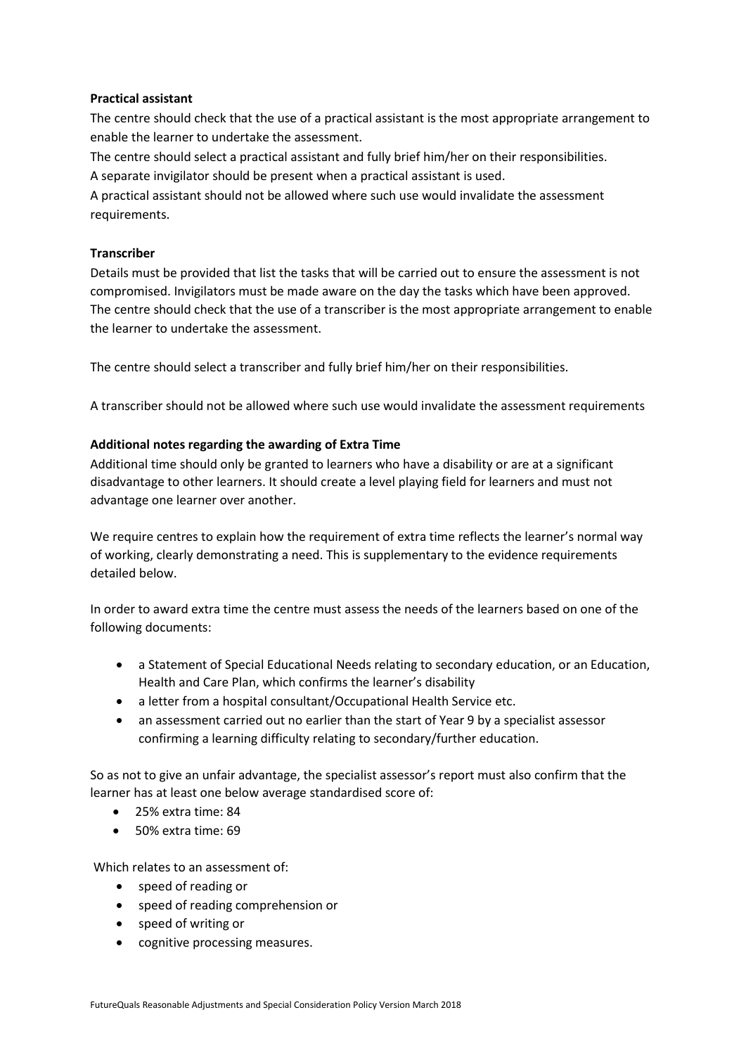**Practical assistant**

The centre should check that the use of a practical assistant is the most appropriate arrangement to enable the learner to undertake the assessment.

The centre should select a practical assistant and fully brief him/her on their responsibilities.

A separate invigilator should be present when a practical assistant is used.

A practical assistant should not be allowed where such use would invalidate the assessment requirements.

**Transcriber**

Details must be provided that list the tasks that will be carried out to ensure the assessment is not compromised. Invigilators must be made aware on the day the tasks which have been approved. The centre should check that the use of a transcriber is the most appropriate arrangement to enable the learner to undertake the assessment.

The centre should select a transcriber and fully brief him/her on their responsibilities.

A transcriber should not be allowed where such use would invalidate the assessment requirements

**Additional notes regarding the awarding of Extra Time**

Additional time should only be granted to learners who have a disability or are at a significant disadvantage to other learners. It should create a level playing field for learners and must not advantage one learner over another.

We require centres to explain how the requirement of extra time reflects the learner's normal way of working, clearly demonstrating a need. This is supplementary to the evidence requirements detailed below.

In order to award extra time the centre must assess the needs of the learners based on one of the following documents:

- a Statement of Special Educational Needs relating to secondary education, or an Education, Health and Care Plan, which confirms the learner's disability
- a letter from a hospital consultant/Occupational Health Service etc.
- an assessment carried out no earlier than the start of Year 9 by a specialist assessor confirming a learning difficulty relating to secondary/further education.

So as not to give an unfair advantage, the specialist assessor's report must also confirm that the learner has at least one below average standardised score of:

- 25% extra time: 84
- 50% extra time: 69

Which relates to an assessment of:

- speed of reading or
- speed of reading comprehension or
- speed of writing or
- cognitive processing measures.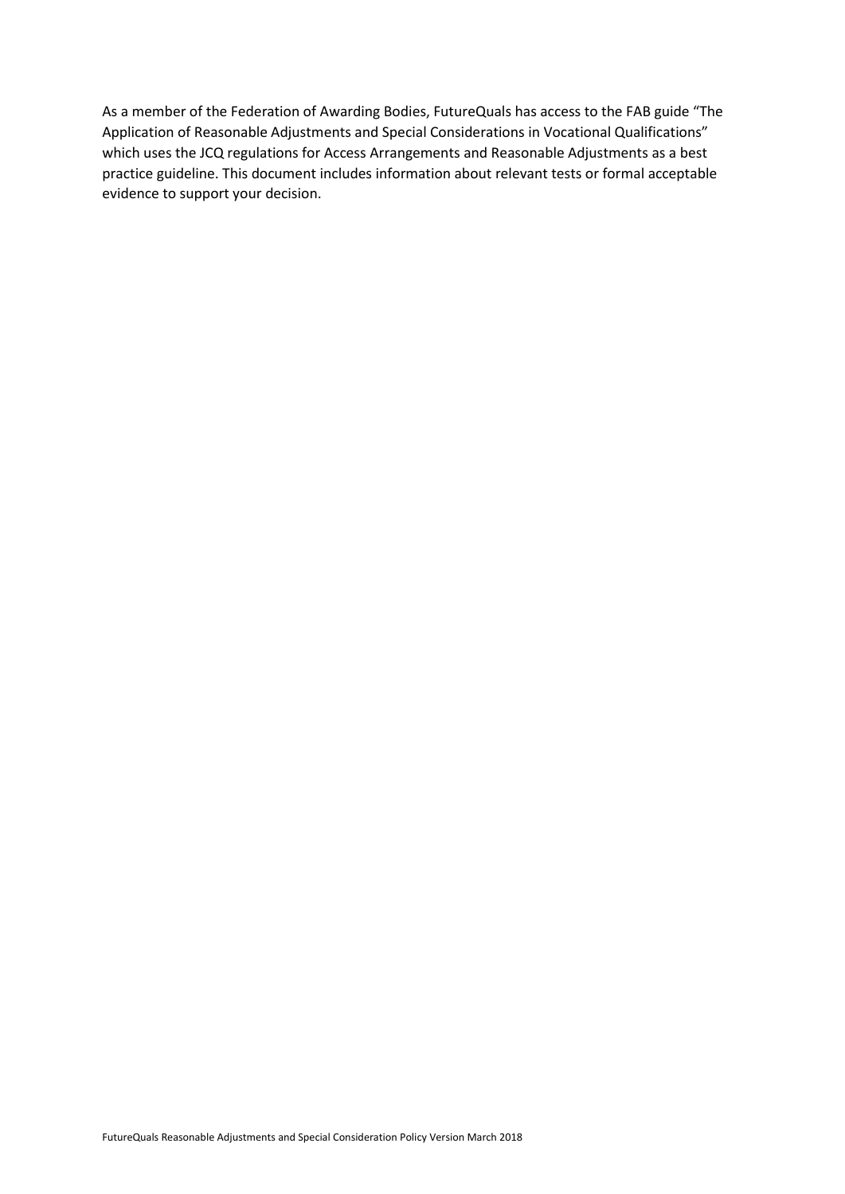As a member of the Federation of Awarding Bodies, FutureQuals has access to the FAB guide "The Application of Reasonable Adjustments and Special Considerations in Vocational Qualifications" which uses the JCQ regulations for Access Arrangements and Reasonable Adjustments as a best practice guideline. This document includes information about relevant tests or formal acceptable evidence to support your decision.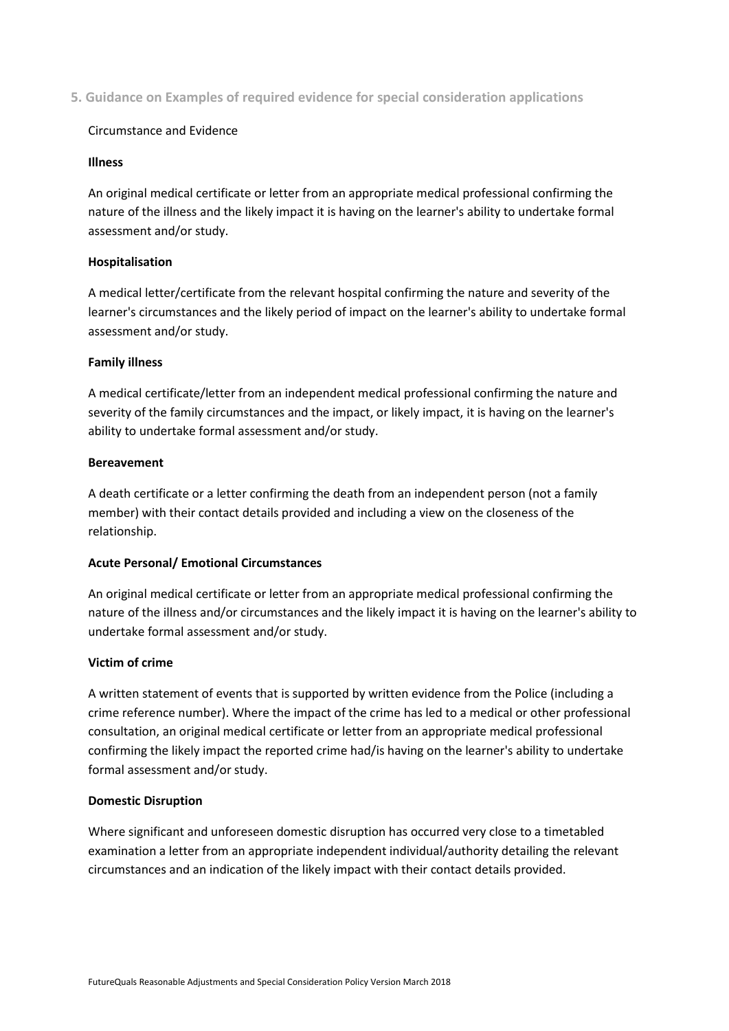## 5. Guidance on Examples of required evidence for special consideration applications

Circumstance and Evidence

**Illness**

An original medical certificate or letter from an appropriate medical professional confirming the nature of the illness and the likely impact it is having on the learner's ability to undertake formal assessment and/or study.

**Hospitalisation**

A medical letter/certificate from the relevant hospital confirming the nature and severity of the learner's circumstances and the likely period of impact on the learner's ability to undertake formal assessment and/or study.

**Family illness**

A medical certificate/letter from an independent medical professional confirming the nature and severity of the family circumstances and the impact, or likely impact, it is having on the learner's ability to undertake formal assessment and/or study.

**Bereavement**

A death certificate or a letter confirming the death from an independent person (not a family member) with their contact details provided and including a view on the closeness of the relationship.

**Acute Personal/ Emotional Circumstances**

An original medical certificate or letter from an appropriate medical professional confirming the nature of the illness and/or circumstances and the likely impact it is having on the learner's ability to undertake formal assessment and/or study.

**Victim of crime**

A written statement of events that is supported by written evidence from the Police (including a crime reference number). Where the impact of the crime has led to a medical or other professional consultation, an original medical certificate or letter from an appropriate medical professional confirming the likely impact the reported crime had/is having on the learner's ability to undertake formal assessment and/or study.

**Domestic Disruption**

Where significant and unforeseen domestic disruption has occurred very close to a timetabled examination a letter from an appropriate independent individual/authority detailing the relevant circumstances and an indication of the likely impact with their contact details provided.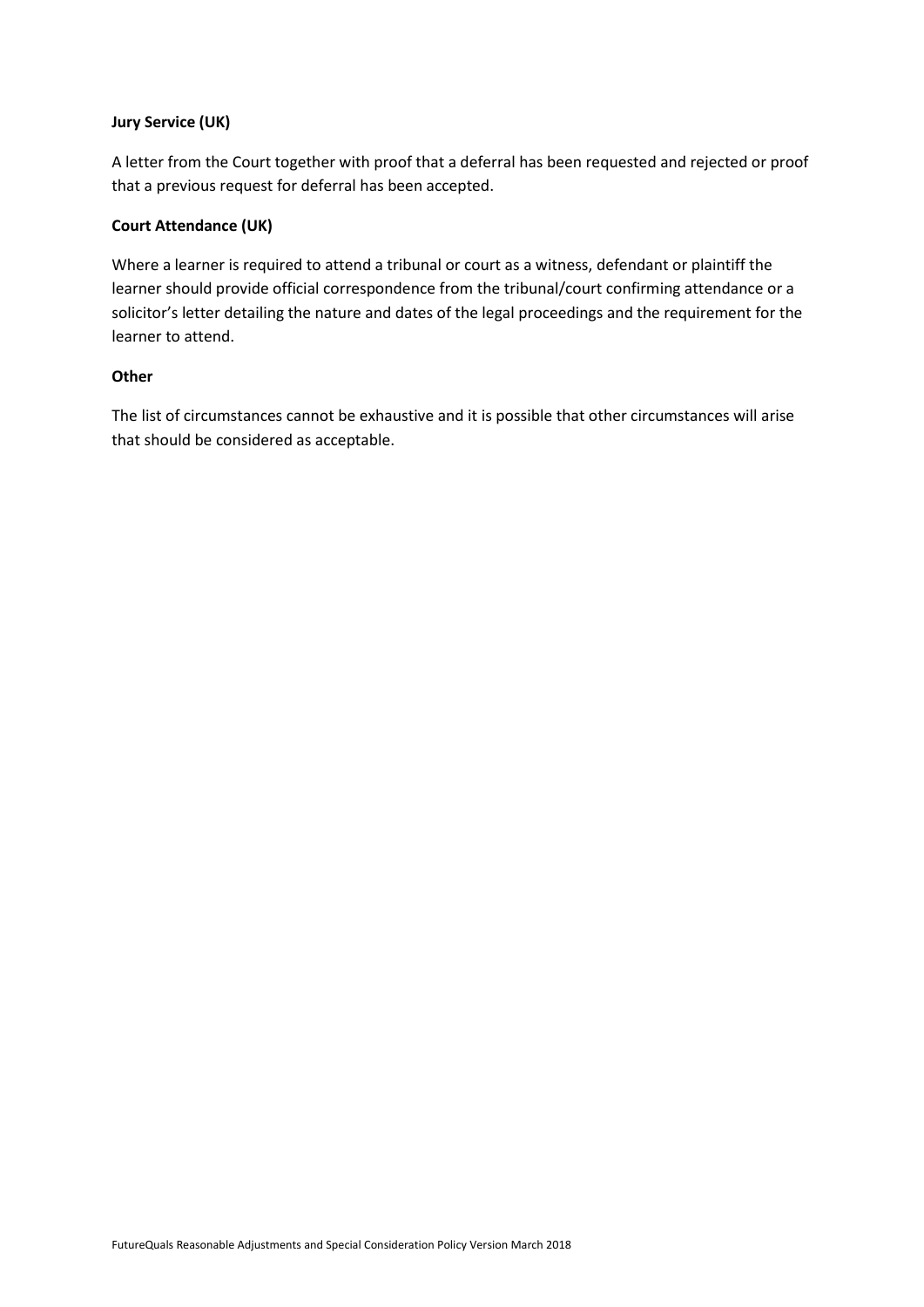**Jury Service (UK)**

A letter from the Court together with proof that a deferral has been requested and rejected or proof that a previous request for deferral has been accepted.

**Court Attendance (UK)**

Where a learner is required to attend a tribunal or court as a witness, defendant or plaintiff the learner should provide official correspondence from the tribunal/court confirming attendance or a solicitor's letter detailing the nature and dates of the legal proceedings and the requirement for the learner to attend.

**Other**

The list of circumstances cannot be exhaustive and it is possible that other circumstances will arise that should be considered as acceptable.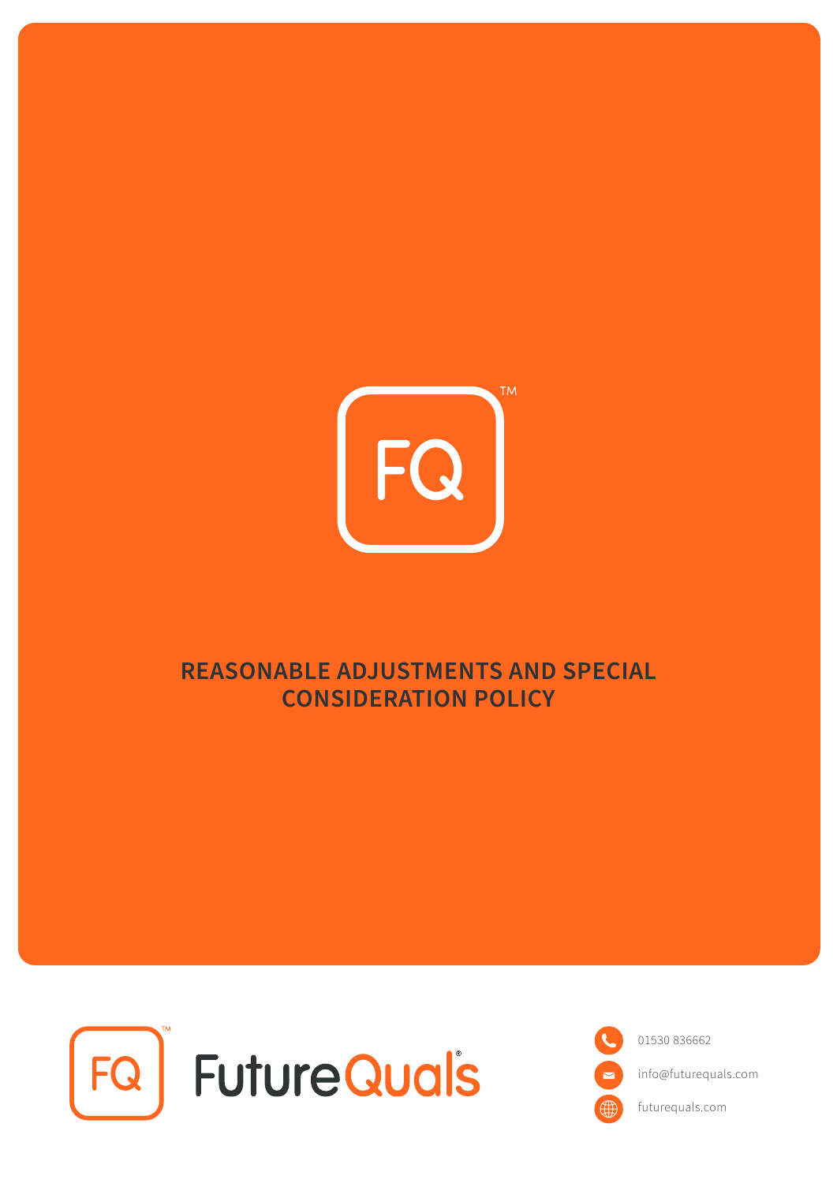FQ™

# REASONABLE ADJUSTMENTS AND SPECIAL CONSIDERATION POLICY

FQ™ FutureQuals®

01530 836662

info@futurequals.com

futurequals.com